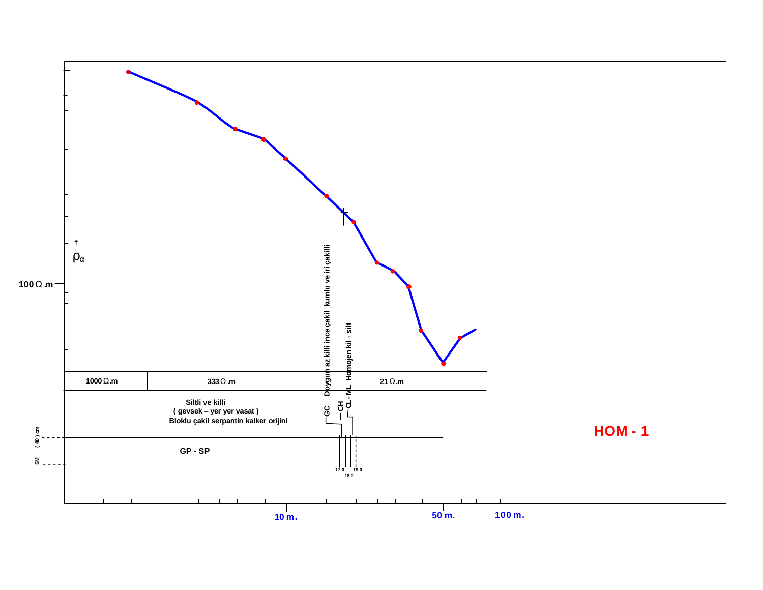# HOM - 1

$\rho_{\alpha}$

100 Ω.m

| 1000 Ω.m | 333 Ω.m | 21 Ω.m |
|---|---|---|

Siltli ve killi
( gevsek – yer yer vasat )
Bloklu çakil serpantin kalker orijini

GC Doygun az killi ince çakil kumlu ve iri çakilli

CH

CL - ML Homojen kil - silt

SM (40) cm

GP - SP

17.0 18.0 19.0

10 m. 50 m. 100 m.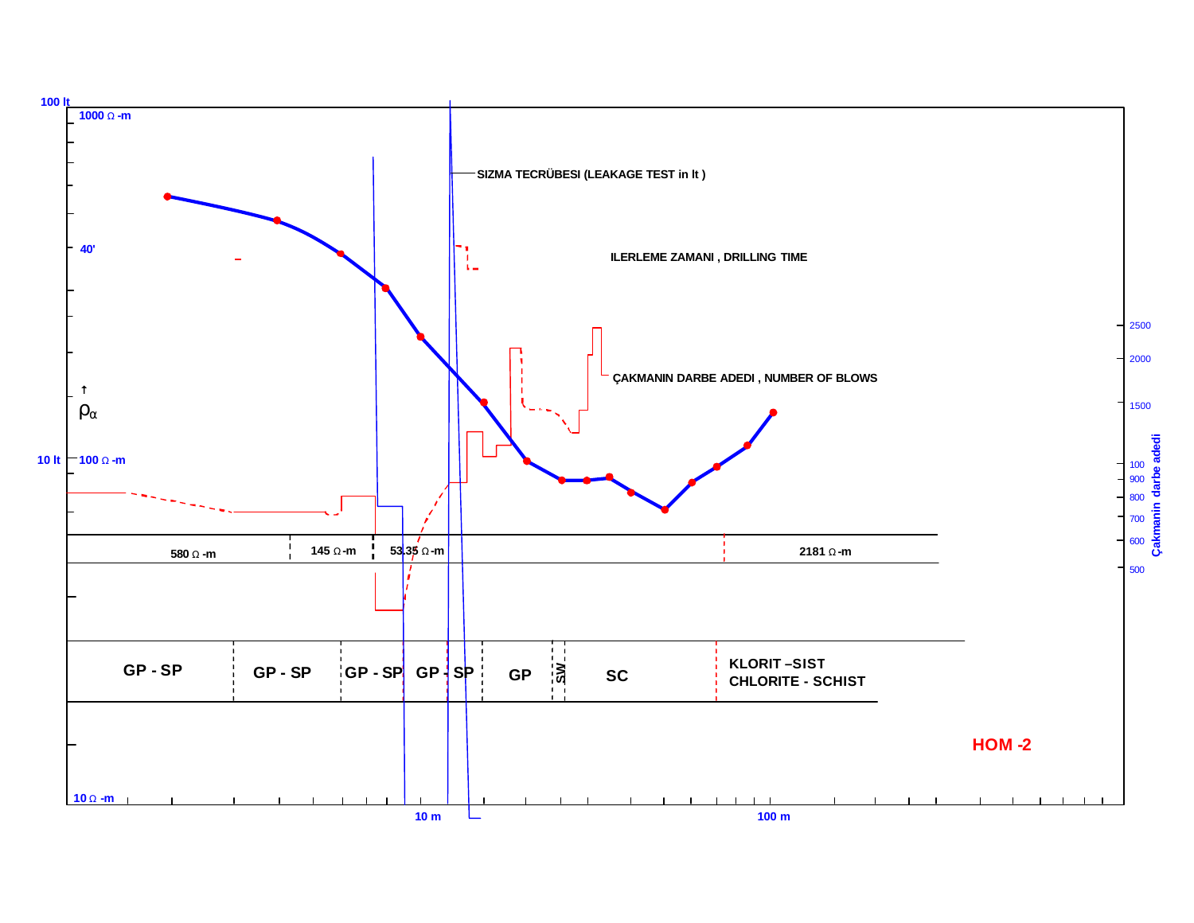100 lt

1000 Ω -m

SIZMA TECRÜBESI (LEAKAGE TEST in lt )

40'

ILERLEME ZAMANI , DRILLING TIME

↑ $\rho_\alpha$

ÇAKMANIN DARBE ADEDI , NUMBER OF BLOWS

2500
2000
1500
100
900
800
700
600
500

Çakmanin darbe adedi

10 lt

100 Ω -m

| 580 Ω -m | 145 Ω -m | 53.35 Ω -m | 2181 Ω -m |
|---|---|---|---|

| GP - SP | GP - SP | GP - SP | GP - SP | GP | SW | SC | KLORIT –SIST CHLORITE - SCHIST |
|---|---|---|---|---|---|---|---|

HOM -2

10 Ω -m

10 m

100 m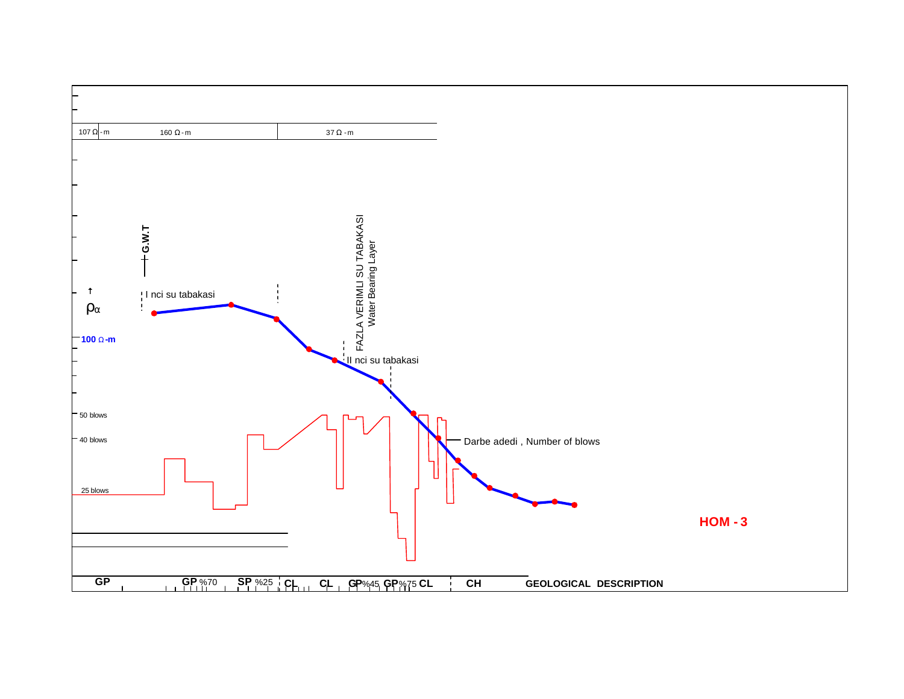| 107 Ω - m | 160 Ω - m | 37 Ω - m |
|---|---|---|

G.W.T

$\rho_\alpha$

I nci su tabakasi

FAZLA VERIMLI SU TABAKASI
Water Bearing Layer

100 Ω -m

II nci su tabakasi

50 blows

40 blows

25 blows

Darbe adedi , Number of blows

**HOM - 3**

**GP** **GP** %70 **SP** %25 **CL** **CL** **GP**%45 **GP**%75 **CL** **CH** **GEOLOGICAL DESCRIPTION**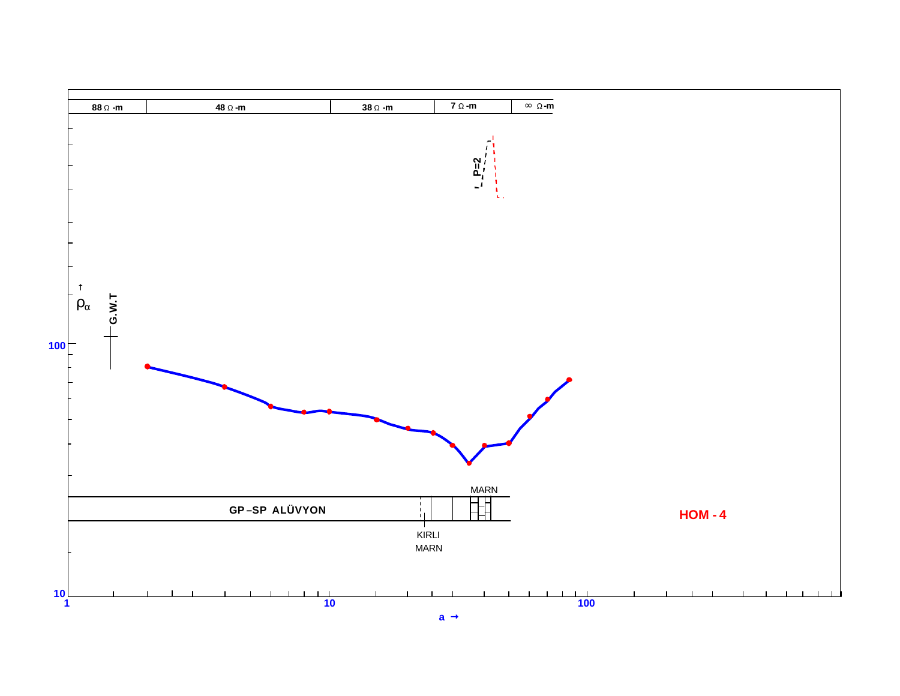| 88 Ω -m | 48 Ω -m | 38 Ω -m | 7 Ω -m | ∞ Ω -m |
|---|---|---|---|---|

P=2

$\rho_\alpha$

G.W.T

100

GP–SP ALÜVYON

MARN

KIRLI MARN

HOM - 4

10

1 10 100

a →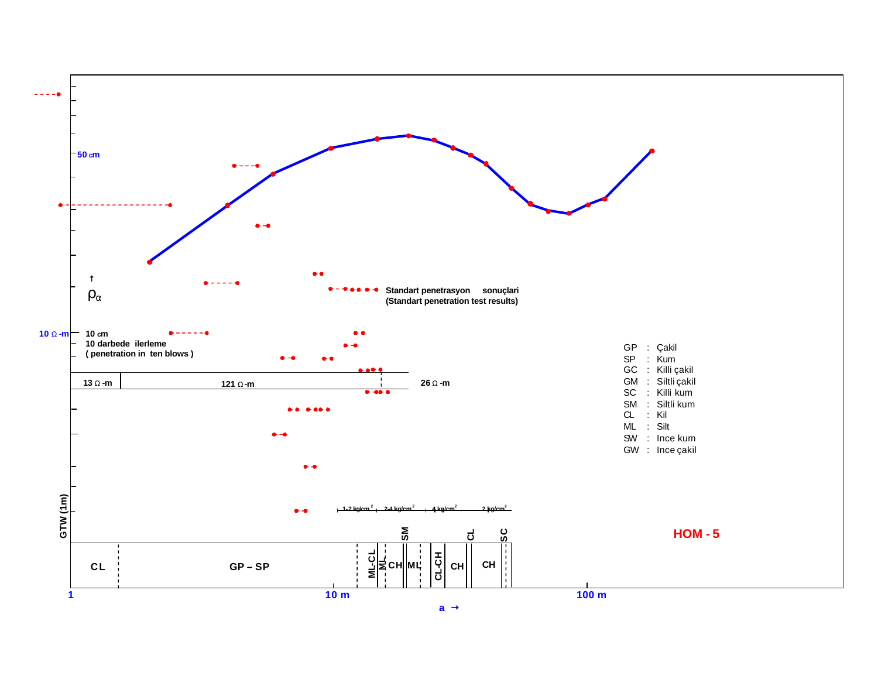50 cm

↑
$\rho_\alpha$

Standart penetrasyon sonuçlari
(Standart penetration test results)

10 Ω-m

10 cm
10 darbede ilerleme
( penetration in ten blows )

| 13 Ω-m | 121 Ω-m | 26 Ω-m |
|---|---|---|

GP : Çakil
SP : Kum
GC : Killi çakil
GM : Siltli çakil
SC : Killi kum
SM : Siltli kum
CL : Kil
ML : Silt
SW : Ince kum
GW : Ince çakil

GTW (1m)

1-2 kg/cm² | 2-4 kg/cm² | 4 kg/cm² | 2 kg/cm²

**HOM - 5**

CL | GP – SP | ML-CL | ML | CH | SM | ML | CL-CH | CH | CL | CH | SC

1 &nbsp;&nbsp; 10 m &nbsp;&nbsp; 100 m

a →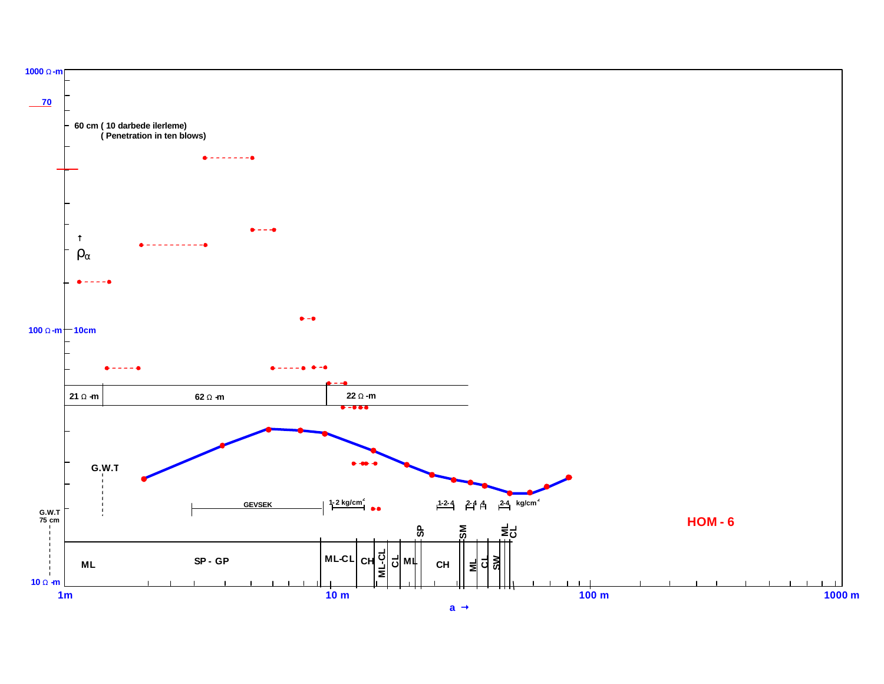1000 Ω -m

70

60 cm ( 10 darbede ilerleme)
( Penetration in ten blows)

↑
$\rho_\alpha$

100 Ω -m 10cm

21 Ω -m | 62 Ω -m | 22 Ω -m

G.W.T

G.W.T
75 cm

GEVSEK | 1-2 kg/cm² | 1-2-4 | 2-4 | 4 | 2-4 kg/cm²

SP | SM | ML | CL

ML | SP - GP | ML-CL | CH | ML-CL | CL | ML | CH | ML | CL | SW

HOM - 6

10 Ω -m

1m | 10 m | 100 m | 1000 m

a →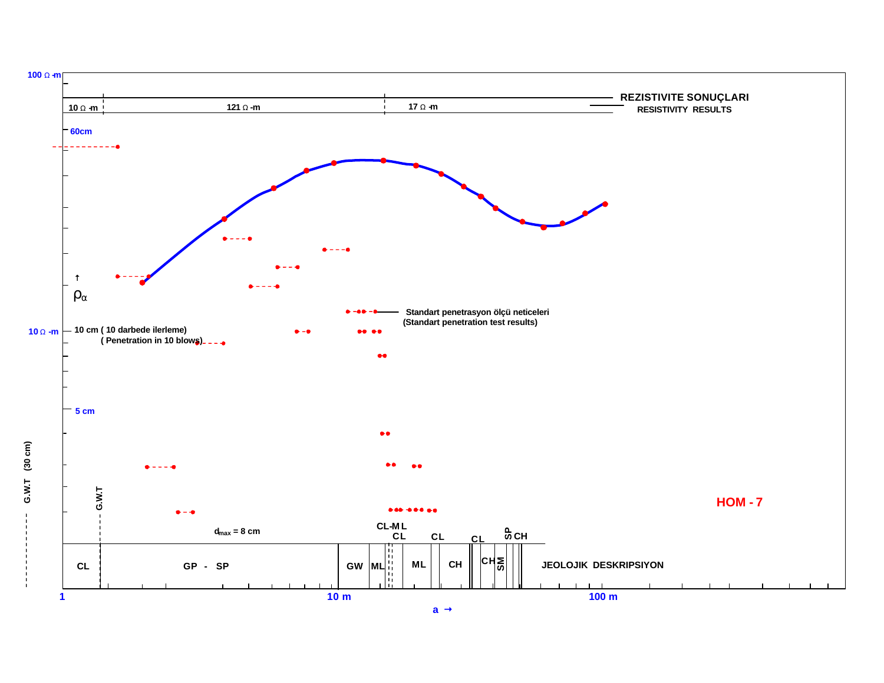**REZISTIVITE SONUÇLARI**
**RESISTIVITY RESULTS**

| 10 Ω -m | 121 Ω -m | 17 Ω -m |
|---|---|---|

100 Ω -m

60cm

$\rho_\alpha$

10 Ω -m

10 cm ( 10 darbede ilerleme)
( Penetration in 10 blows)

Standart penetrasyon ölçü neticeleri
(Standart penetration test results)

5 cm

G.W.T (30 cm)

G.W.T

$d_{max}$ = 8 cm

**HOM - 7**

CL | GP - SP | GW | ML | CL-ML | CL | ML | CL | CH | CL | CH | SM | SP | CH

JEOLOJIK DESKRIPSIYON

1 | 10 m | 100 m

a →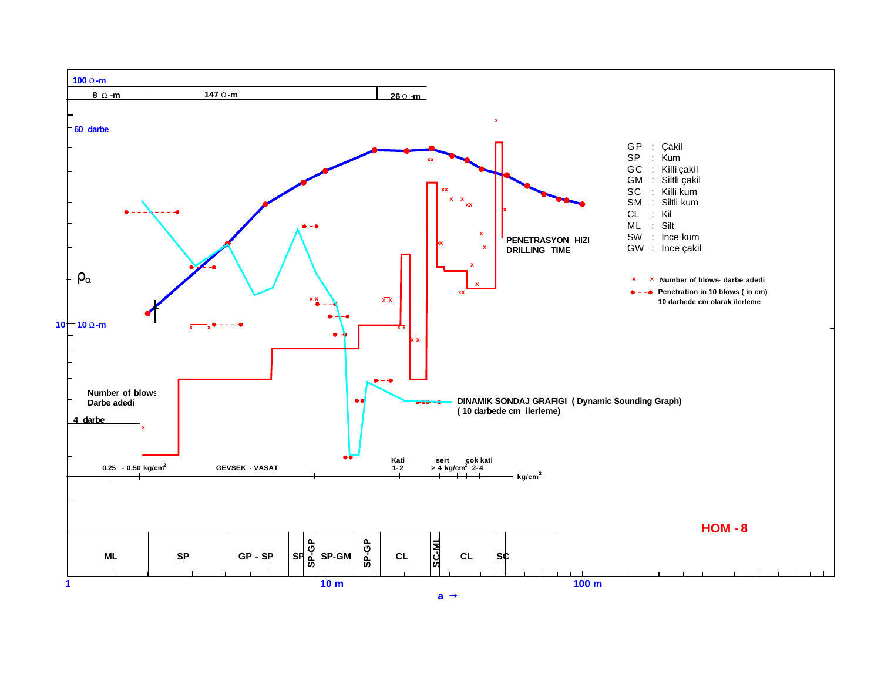100 Ω-m

| 8 Ω-m | 147 Ω-m | 26 Ω-m |
|---|---|---|

60 darbe

$\rho_\alpha$

10 — 10 Ω-m

Number of blows
Darbe adedi

4 darbe

PENETRASYON HIZI
DRILLING TIME

DINAMIK SONDAJ GRAFIGI ( Dynamic Sounding Graph)
( 10 darbede cm ilerleme)

| | | |
|---|---|---|
| GP | : | Çakil |
| SP | : | Kum |
| GC | : | Killi çakil |
| GM | : | Siltli çakil |
| SC | : | Killi kum |
| SM | : | Siltli kum |
| CL | : | Kil |
| ML | : | Silt |
| SW | : | Ince kum |
| GW | : | Ince çakil |

x——x Number of blows- darbe adedi

●- - -● Penetration in 10 blows ( in cm)
10 darbede cm olarak ilerleme

0.25 - 0.50 kg/cm² GEVSEK - VASAT Kati 1-2 sert > 4 kg/cm² çok kati 2-4 kg/cm²

| ML | SP | GP - SP | SP | SP-GP | SP-GM | SP-GP | CL | SC-ML | CL | SC |
|---|---|---|---|---|---|---|---|---|---|---|

1 10 m 100 m

a →

**HOM - 8**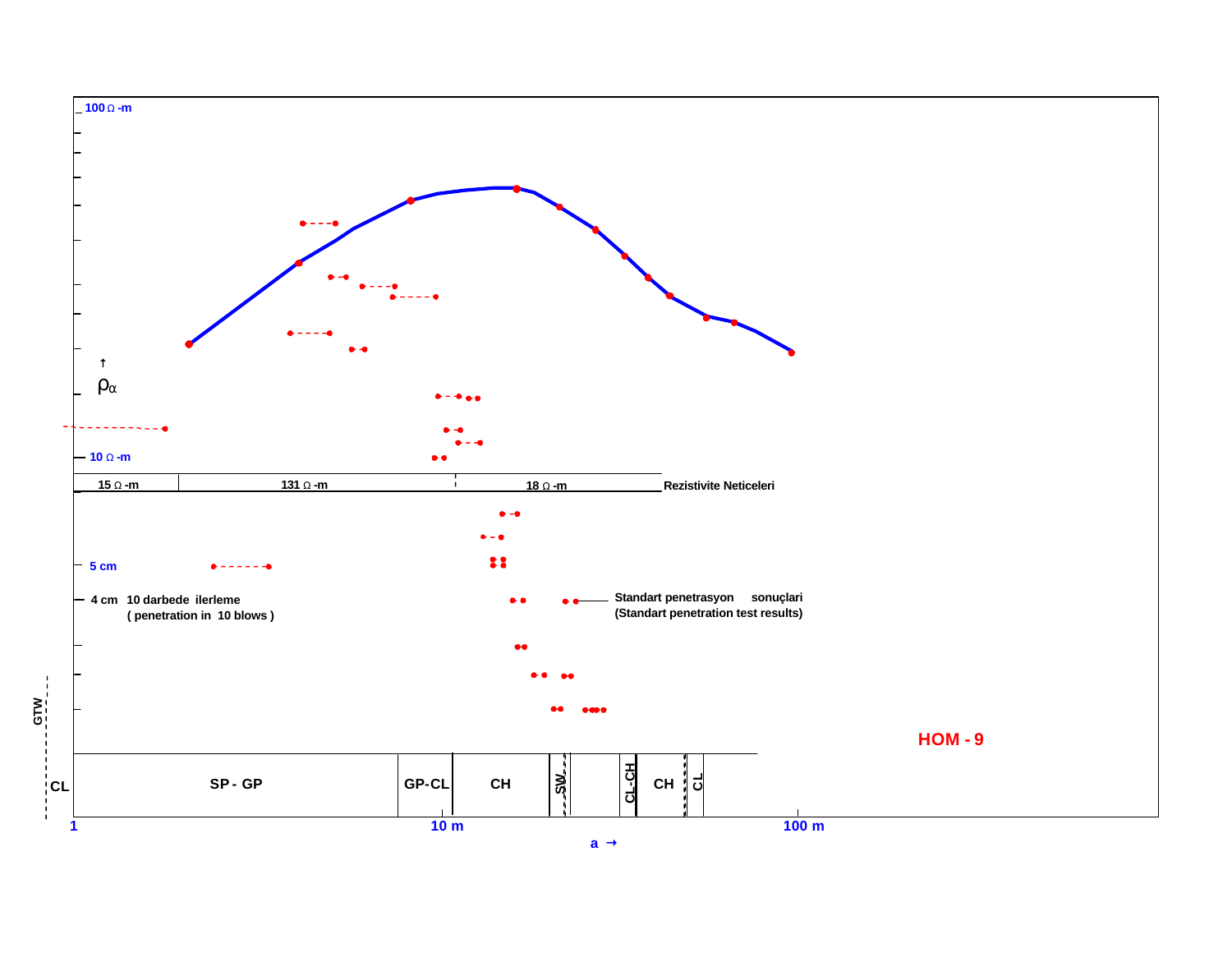100 Ω -m

$\rho_\alpha$

10 Ω -m

| 15 Ω -m | 131 Ω -m | 18 Ω -m | Rezistivite Neticeleri |
|---|---|---|---|

5 cm

4 cm 10 darbede ilerleme
( penetration in 10 blows )

Standart penetrasyon sonuçlari
(Standart penetration test results)

GTW

HOM - 9

| CL | SP - GP | GP-CL | CH | SW | | CL-CH | CH | CL |
|---|---|---|---|---|---|---|---|---|

1 10 m 100 m

a →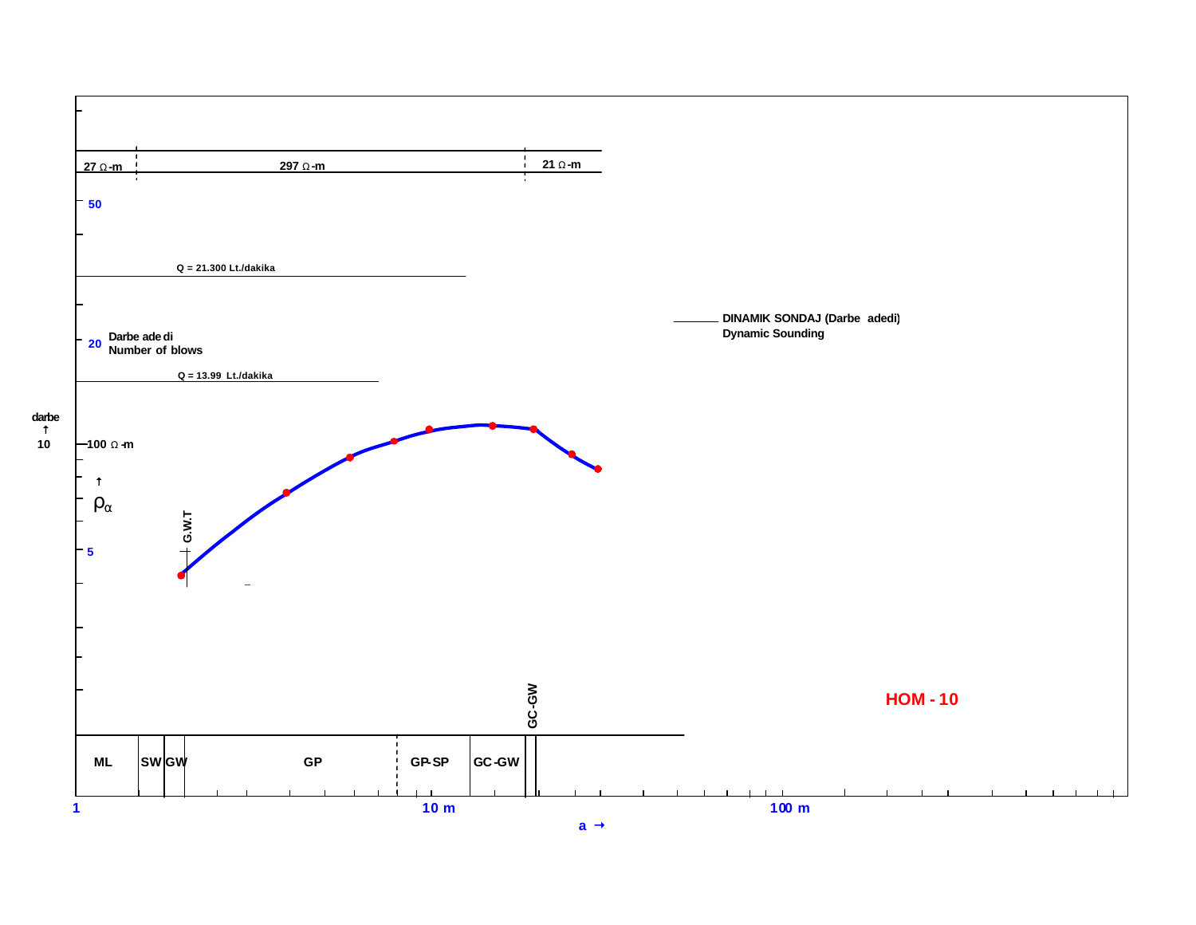27 Ω-m | 297 Ω-m | 21 Ω-m

50

Q = 21.300 Lt./dakika

20 Darbe adedi
Number of blows

Q = 13.99 Lt./dakika

darbe
↑
10

100 Ω-m

↑
$\rho_\alpha$

G.W.T

5

DINAMIK SONDAJ (Darbe adedi)
Dynamic Sounding

GC-GW

HOM - 10

| ML | SW | GW | GP | GP-SP | GC-GW |
|---|---|---|---|---|---|

1 10 m 100 m

a →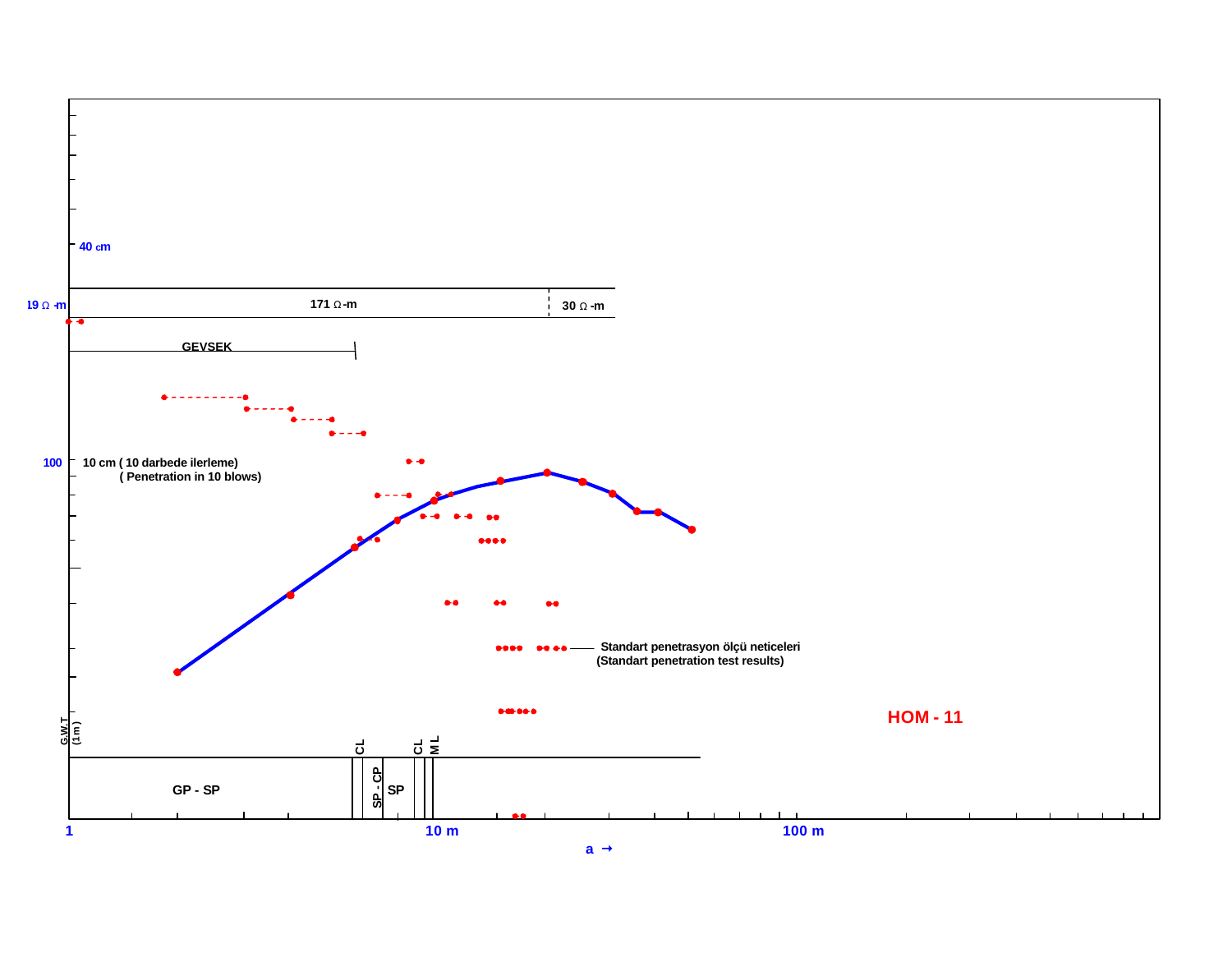40 cm

19 Ω -m

171 Ω -m

30 Ω -m

GEVSEK

100

10 cm ( 10 darbede ilerleme)
( Penetration in 10 blows)

Standart penetrasyon ölçü neticeleri
(Standart penetration test results)

HOM - 11

G.W.T
(1 m)

CL

CL

M L

GP - SP

SP - CP

SP

1

10 m

100 m

a →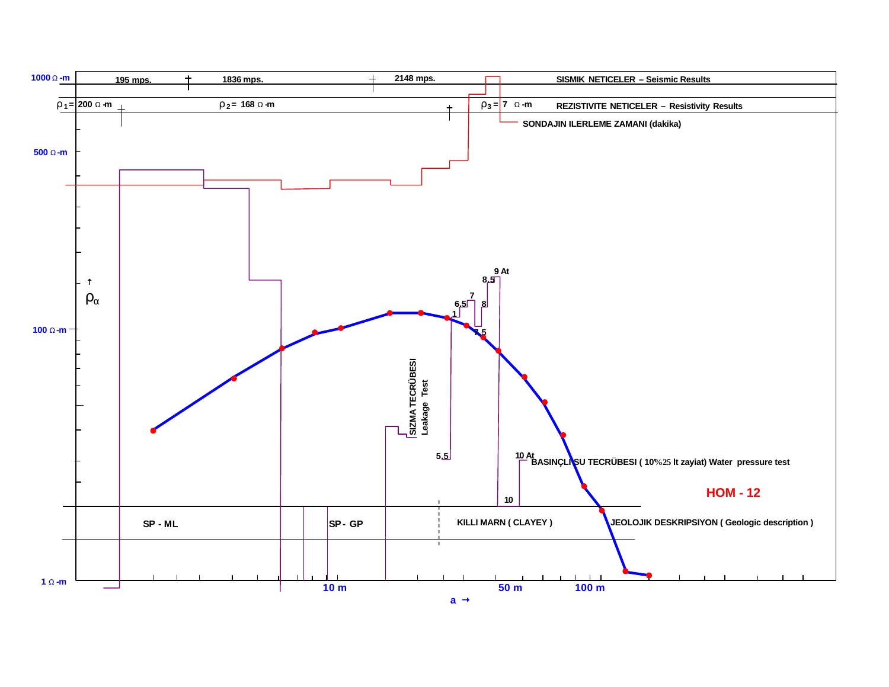1000 Ω -m

195 mps. | 1836 mps. | 2148 mps. | SISMIK NETICELER – Seismic Results

$\rho_1$ = 200 Ω -m | $\rho_2$ = 168 Ω -m | $\rho_3$ = 7 Ω -m | REZISTIVITE NETICELER – Resistivity Results

SONDAJIN ILERLEME ZAMANI (dakika)

500 Ω -m

$\rho_\alpha$

100 Ω -m

SIZMA TECRÜBESI
Leakage Test

9 At, 8.5, 7, 6.5, 8, 1, 7.5, 5.5, 10 At, 10

BASINÇLI SU TECRÜBESI ( 10%25 lt zayiat) Water pressure test

HOM - 12

SP - ML | SP - GP | KILLI MARN ( CLAYEY ) | JEOLOJIK DESKRIPSIYON ( Geologic description )

1 Ω -m

10 m | 50 m | 100 m

a →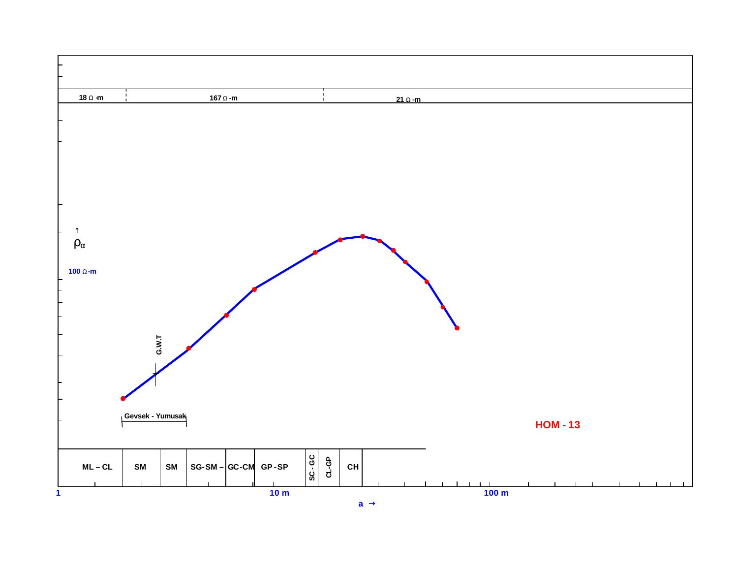| 18 Ω -m | 167 Ω -m | 21 Ω -m |
|---|---|---|

$\rho_\alpha$ ↑

100 Ω -m

G.W.T

Gevsek - Yumusak

HOM - 13

| ML – CL | SM | SM | SG-SM – | GC-CM | GP-SP | SC - GC | CL-GP | CH |
|---|---|---|---|---|---|---|---|---|

1 &nbsp;&nbsp; 10 m &nbsp;&nbsp; 100 m

a →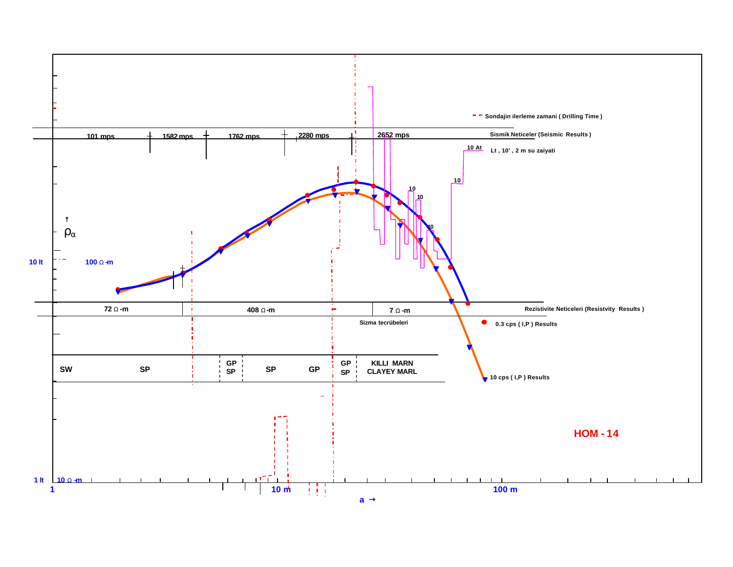Sondajin ilerleme zamani ( Drilling Time )

Sismik Neticeler (Seismic Results )

| 101 mps | 1582 mps | 1762 mps | 2280 mps | 2652 mps |
|---|---|---|---|---|

10 At — Lt , 10' , 2 m su zaiyati

$\rho_\alpha$

10 lt — 100 Ω -m

Rezistivite Neticeleri (Resistvity Results )

| 72 Ω -m | 408 Ω -m | 7 Ω -m |
|---|---|---|

Sizma tecrübeleri

0.3 cps ( I,P ) Results

10 cps ( I,P ) Results

| SW | SP | GP SP | SP | GP | GP SP | KILLI MARN CLAYEY MARL |
|---|---|---|---|---|---|---|

**HOM - 14**

1 lt — 10 Ω -m

1 — 10 m — 100 m

a →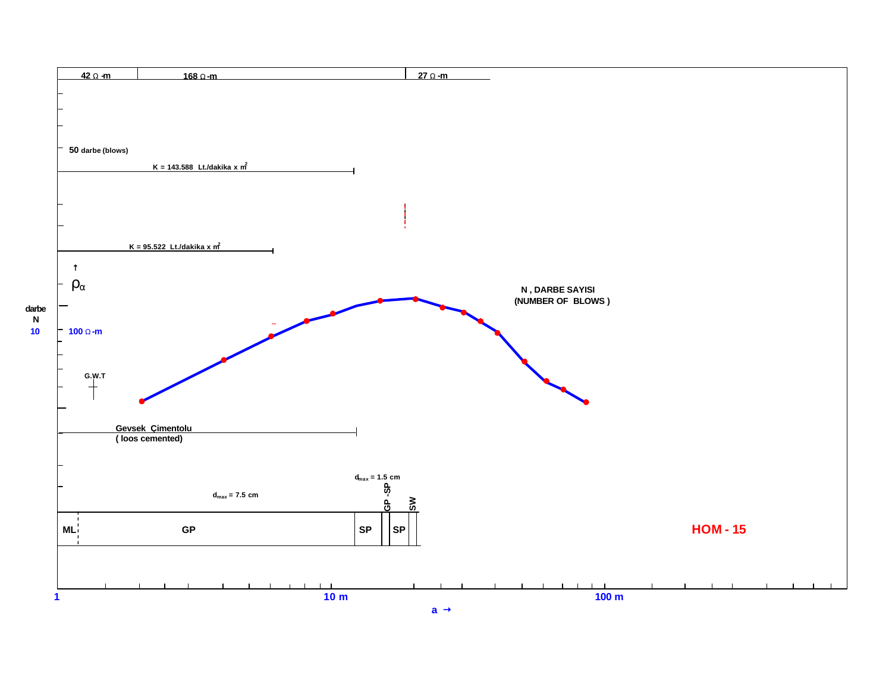42 Ω -m | 168 Ω -m | 27 Ω -m

50 darbe (blows)

K = 143.588 Lt./dakika x $m^2$

K = 95.522 Lt./dakika x $m^2$

$\rho_\alpha$

darbe
N
10

100 Ω -m

N , DARBE SAYISI
(NUMBER OF BLOWS )

G.W.T

Gevsek Çimentolu
( loos cemented)

$d_{max}$ = 1.5 cm

$d_{max}$ = 7.5 cm

GP -SP

SW

| ML | GP | SP | | SP | |
|---|---|---|---|---|---|

HOM - 15

1 | 10 m | 100 m

a →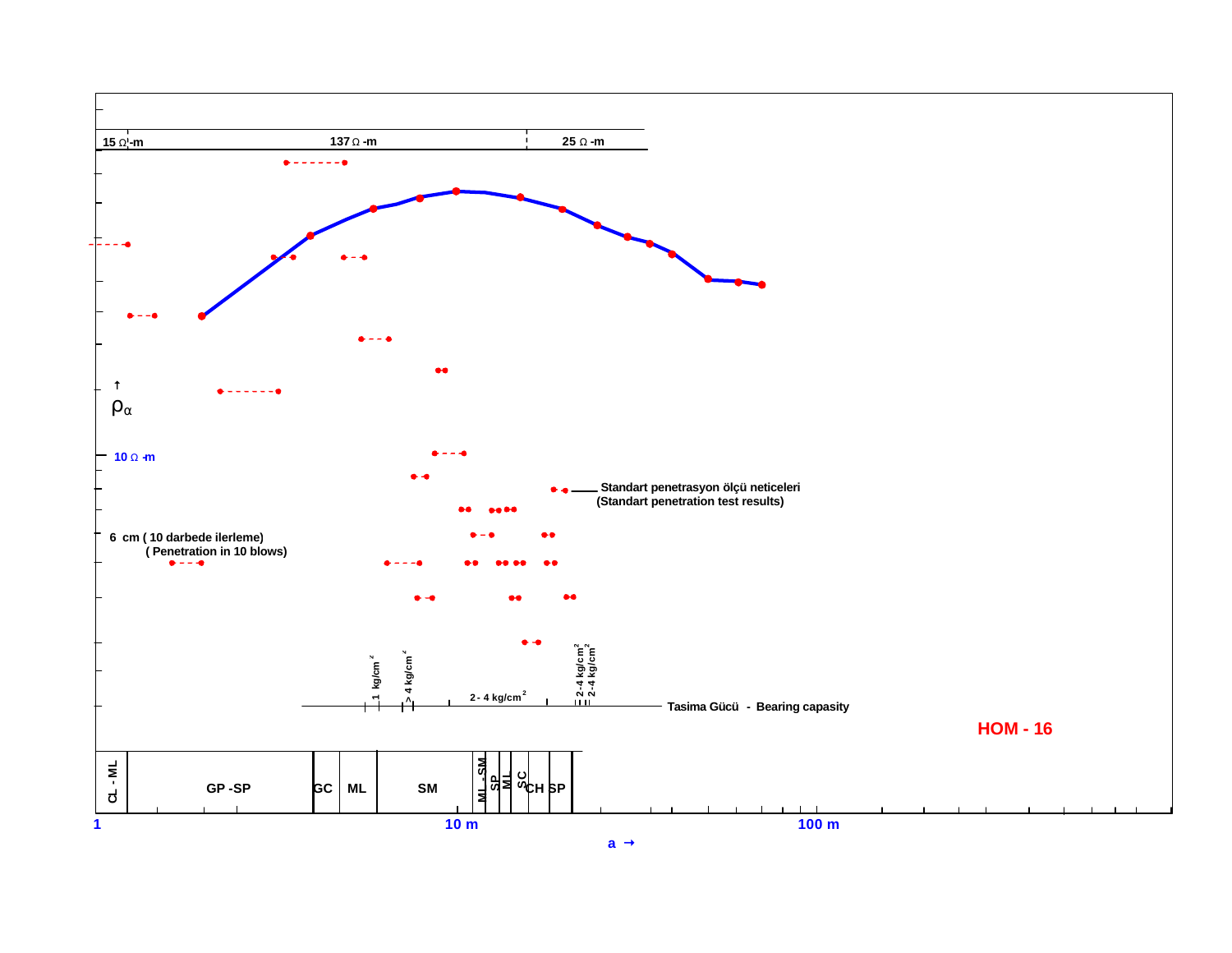15 Ω-m | 137 Ω-m | 25 Ω-m

↑
$\rho_\alpha$

10 Ω -m

Standart penetrasyon ölçü neticeleri
(Standart penetration test results)

6 cm ( 10 darbede ilerleme)
( Penetration in 10 blows)

1 kg/cm² | > 4 kg/cm² | 2 - 4 kg/cm² | 2-4 kg/cm² | 2-4 kg/cm²

Tasima Gücü - Bearing capasity

HOM - 16

CL - ML | GP -SP | GC | ML | SM | ML - SM | SP | ML | SC | CH | SP

1 | 10 m | 100 m

a →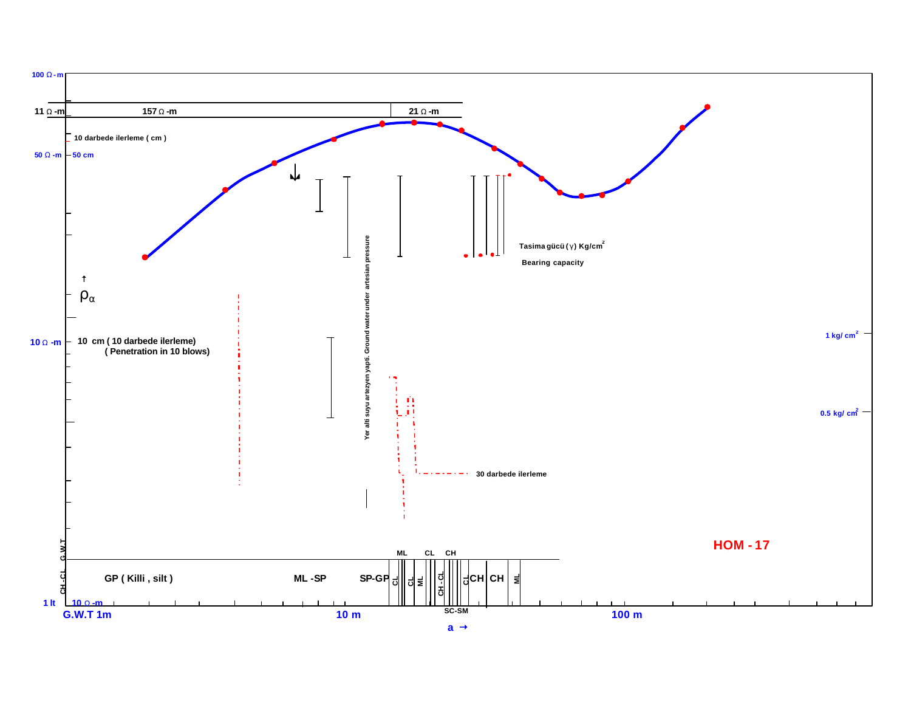100 Ω - m

| 157 Ω -m | 21 Ω -m |
| --- | --- |

11 Ω -m

10 darbede ilerleme ( cm )

50 Ω -m — 50 cm

Tasima gücü ( γ ) Kg/cm²

Bearing capacity

↑ $\rho_\alpha$

10 Ω -m — 10 cm ( 10 darbede ilerleme) ( Penetration in 10 blows)

Yer alti suyu artezyen yapti. Ground water under artesian pressure

1 kg/ cm²

0.5 kg/ cm²

30 darbede ilerleme

HOM - 17

G.W.T

CH - CL

GP ( Killi , silt ) — ML -SP — SP-GP — CL — CL — ML — CH - CL — CL — CH — CH — ML

ML — CL — CH

SC-SM

1 It — 10 Ω -m

G.W.T 1m — 10 m — 100 m

a →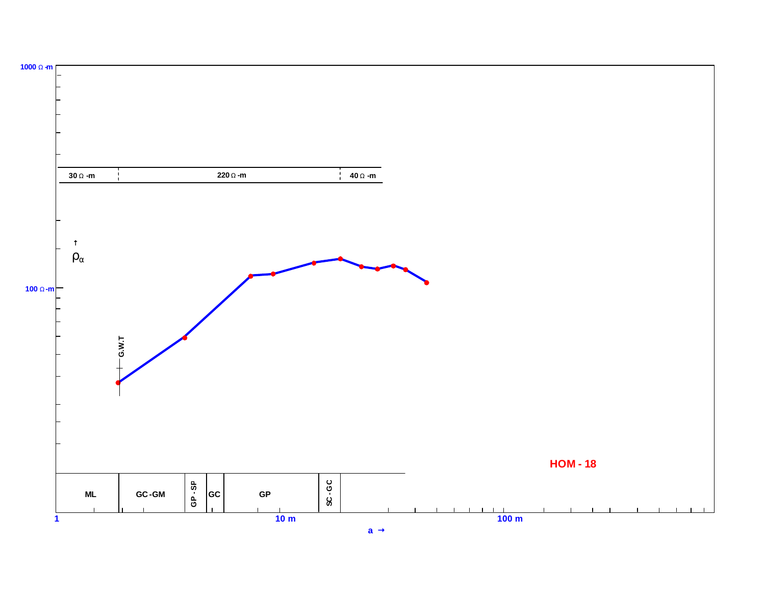1000 Ω-m

30 Ω -m | 220 Ω -m | 40 Ω -m

$\rho_\alpha$ ↑

100 Ω-m

G.W.T

HOM - 18

| ML | GC-GM | GP - SP | GC | GP | SC - GC |
|---|---|---|---|---|---|

1 | 10 m | 100 m

a →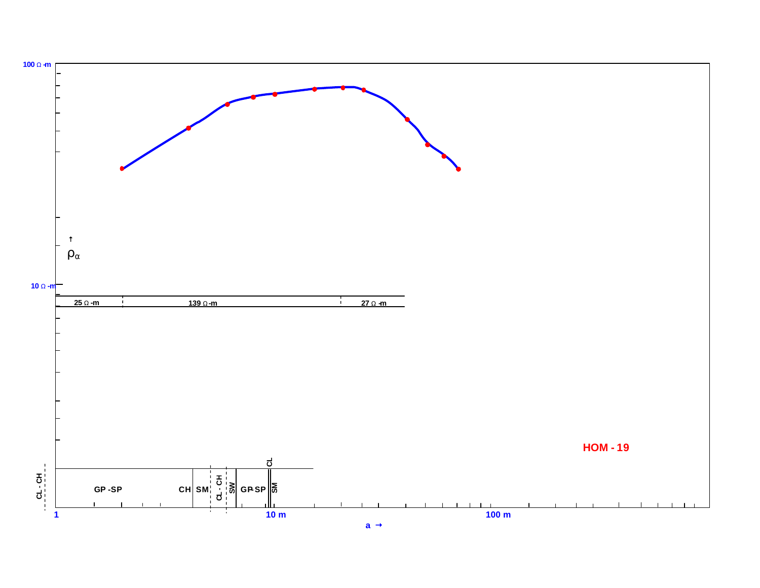100 Ω -m

10 Ω -m

$\rho_\alpha$

| 25 Ω -m | 139 Ω -m | 27 Ω -m |
| --- | --- | --- |

HOM - 19

CL - CH | GP -SP | CH | SM | CL - CH | SW | GP-SP | CL | SM

1 10 m 100 m

a →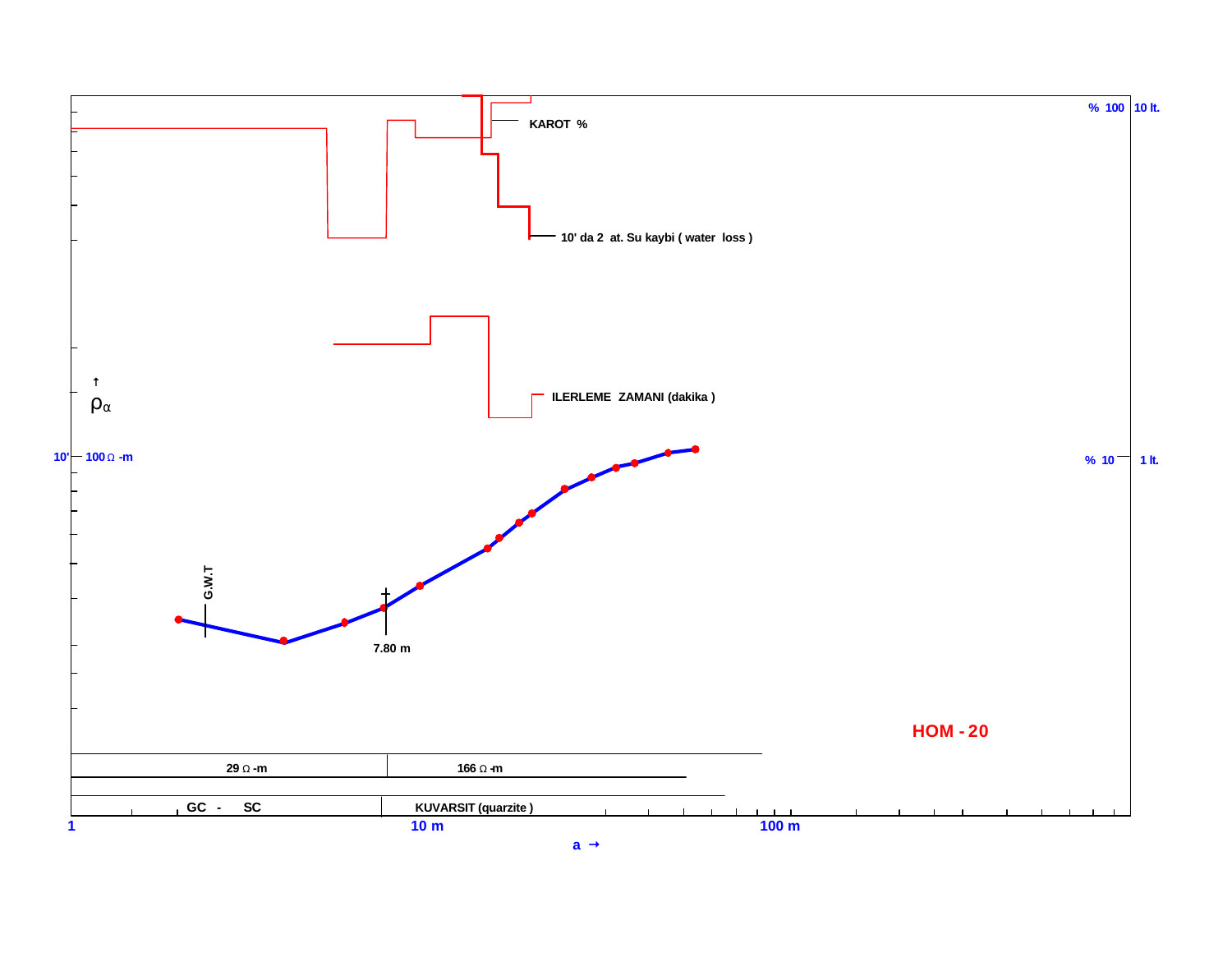% 100 10 lt.

KAROT %

10' da 2 at. Su kaybi ( water loss )

ILERLEME ZAMANI (dakika )

$\rho_\alpha$

10' 100 Ω -m

% 10 1 lt.

G.W.T

7.80 m

HOM - 20

| 29 Ω -m | 166 Ω -m |
| --- | --- |
| GC - SC | KUVARSIT (quarzite ) |

1 10 m 100 m

a →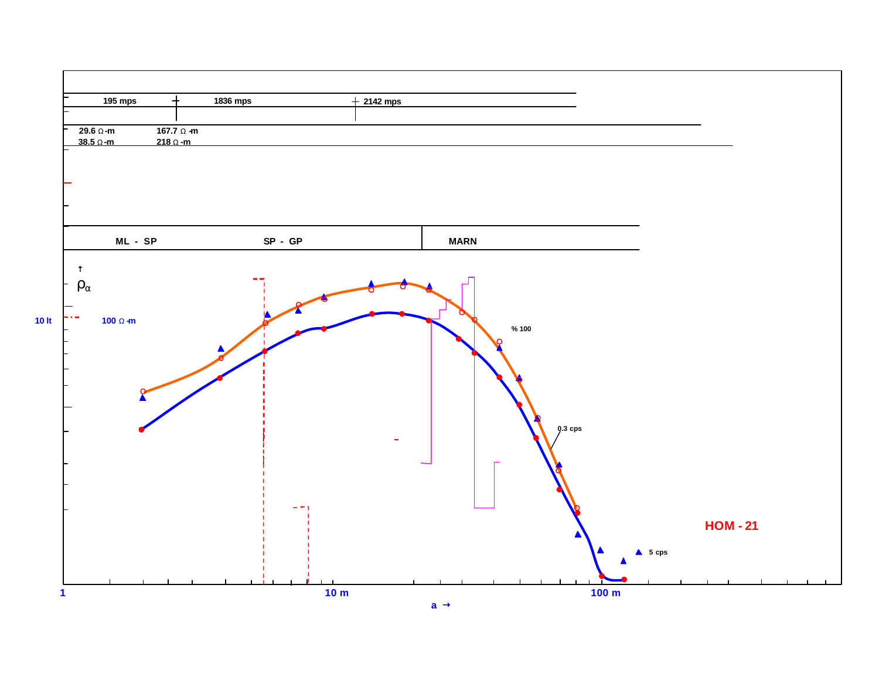| 195 mps | 1836 mps | 2142 mps |
|---|---|---|

| 29.6 Ω-m | 167.7 Ω-m |
|---|---|
| 38.5 Ω-m | 218 Ω-m |

| ML - SP | SP - GP | MARN |
|---|---|---|

↑ $\rho_\alpha$

10 lt

100 Ω-m

% 100

0.3 cps

5 cps

**HOM - 21**

1 10 m 100 m

a →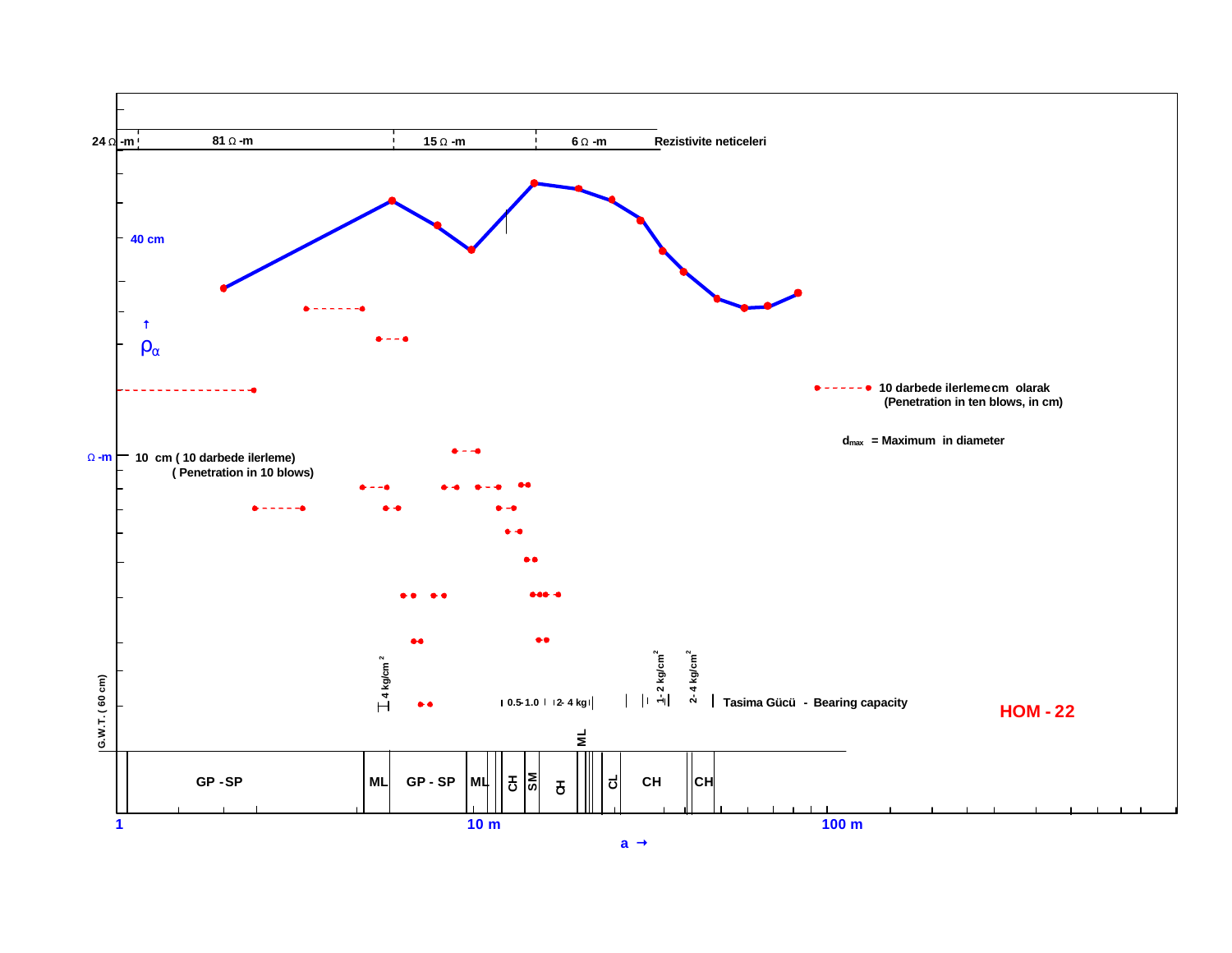24 Ω -m | 81 Ω -m | 15 Ω -m | 6 Ω -m — Rezistivite neticeleri

40 cm

↑ $\rho_\alpha$

Ω -m — 10 cm ( 10 darbede ilerleme) ( Penetration in 10 blows)

10 darbede ilerleme cm olarak (Penetration in ten blows, in cm)

$d_{max}$ = Maximum in diameter

4 kg/cm ²

0.5-1.0 | 2- 4 kg | 1- 2 kg/cm ² | 2- 4 kg/cm ²

Tasima Gücü - Bearing capacity

**HOM - 22**

G.W.T. ( 60 cm)

GP - SP | ML | GP - SP | ML | CH | SM | CH | ML | CL | CH | CH

1 — 10 m — 100 m

a →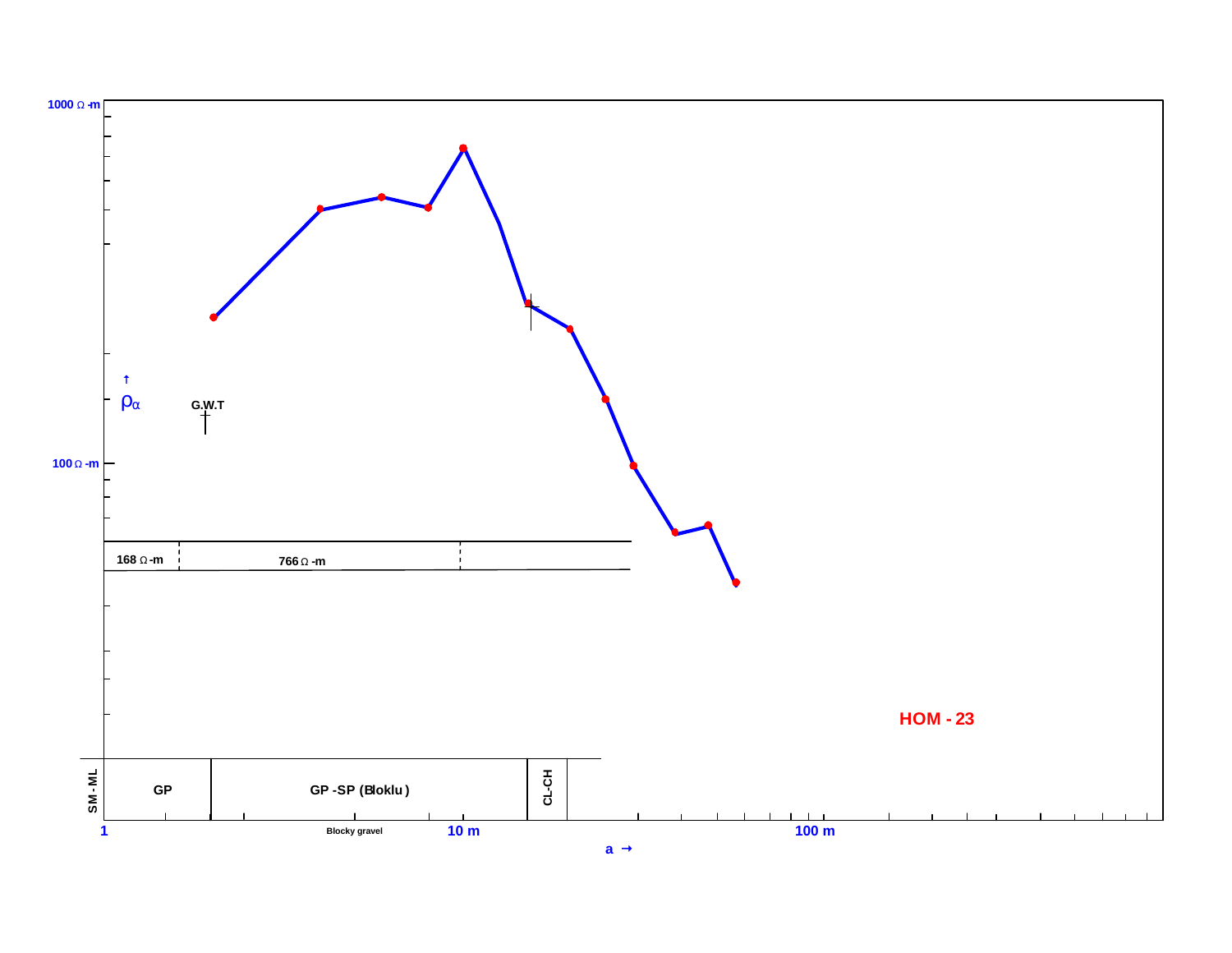1000 Ω -m

100 Ω -m

↑
$\rho_\alpha$

G.W.T

| 168 Ω -m | 766 Ω -m |
| --- | --- |

HOM - 23

| SM - ML | GP | GP -SP (Bloklu ) | CL-CH |
| --- | --- | --- | --- |

1 Blocky gravel 10 m 100 m

a →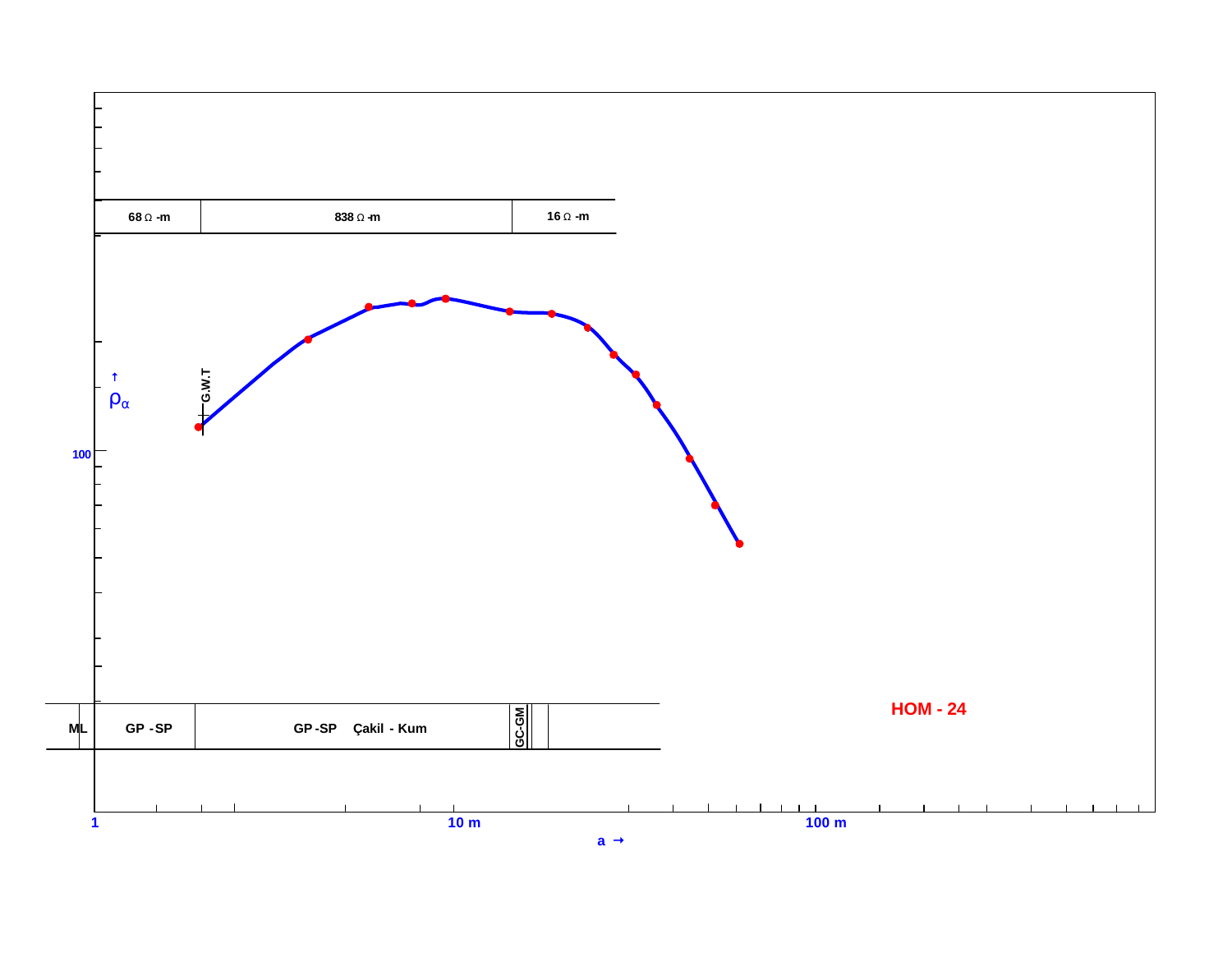| 68 Ω -m | 838 Ω -m | 16 Ω -m |
|---|---|---|

$\rho_\alpha$ ↑

100

G.W.T

| ML | GP - SP | GP - SP Çakil - Kum | GC-GM | | |
|---|---|---|---|---|---|

**HOM - 24**

1 — 10 m — 100 m

a →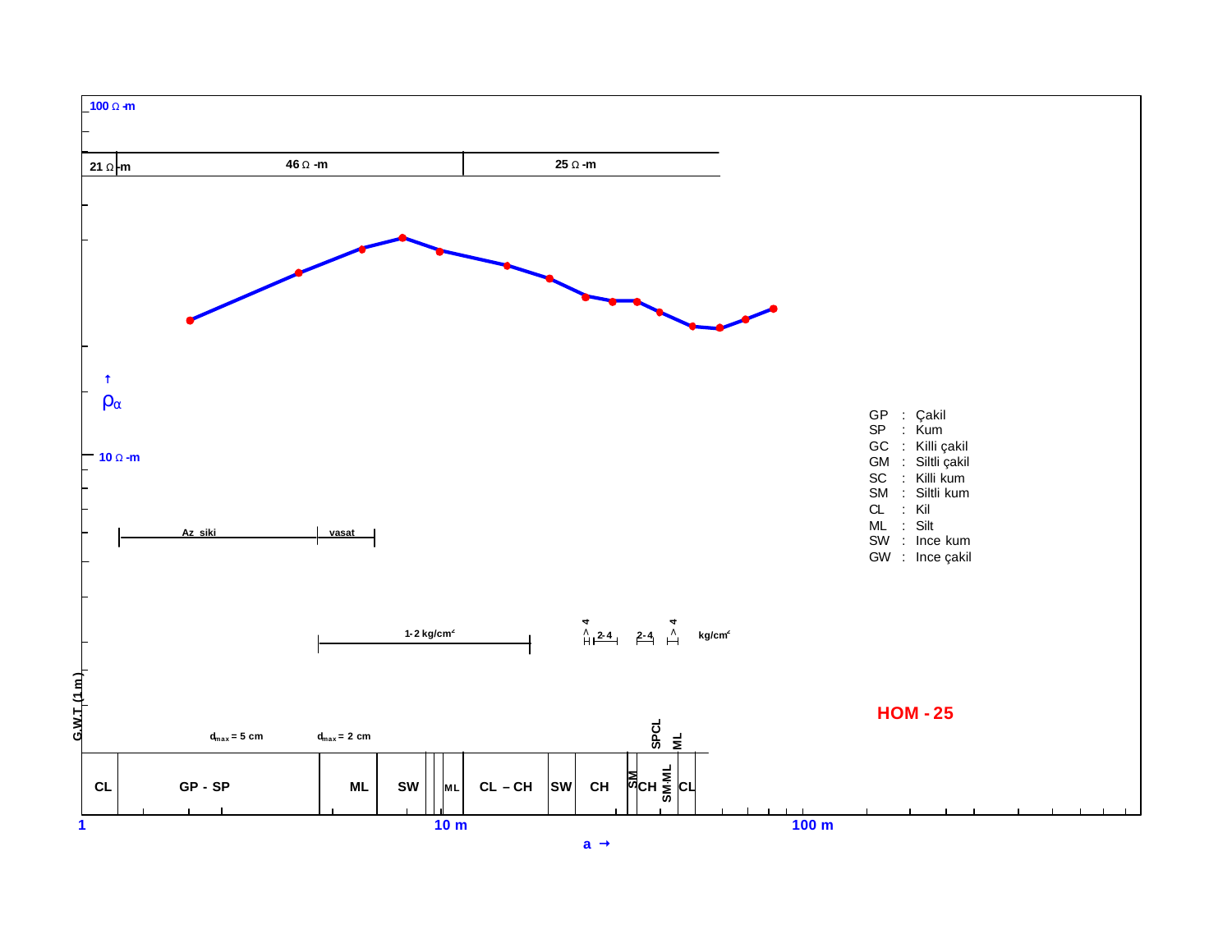100 Ω -m

| 21 Ω -m | 46 Ω -m | 25 Ω -m |
|---|---|---|

$\uparrow$
$\rho_\alpha$

10 Ω -m

Az siki | vasat

1-2 kg/cm² &nbsp;&nbsp; > 4 &nbsp; 2-4 &nbsp; 2-4 &nbsp; > 4 &nbsp; kg/cm²

G.W.T (1 m)

$d_{max}$ = 5 cm &nbsp;&nbsp; $d_{max}$ = 2 cm

| CL | GP - SP | ML | SW | | ML | CL – CH | SW | CH | SM | CH | SPCL | SM-ML | ML | CL |
|---|---|---|---|---|---|---|---|---|---|---|---|---|---|---|

1 &nbsp;&nbsp; 10 m &nbsp;&nbsp; 100 m

a →

GP : Çakil
SP : Kum
GC : Killi çakil
GM : Siltli çakil
SC : Killi kum
SM : Siltli kum
CL : Kil
ML : Silt
SW : Ince kum
GW : Ince çakil

**HOM - 25**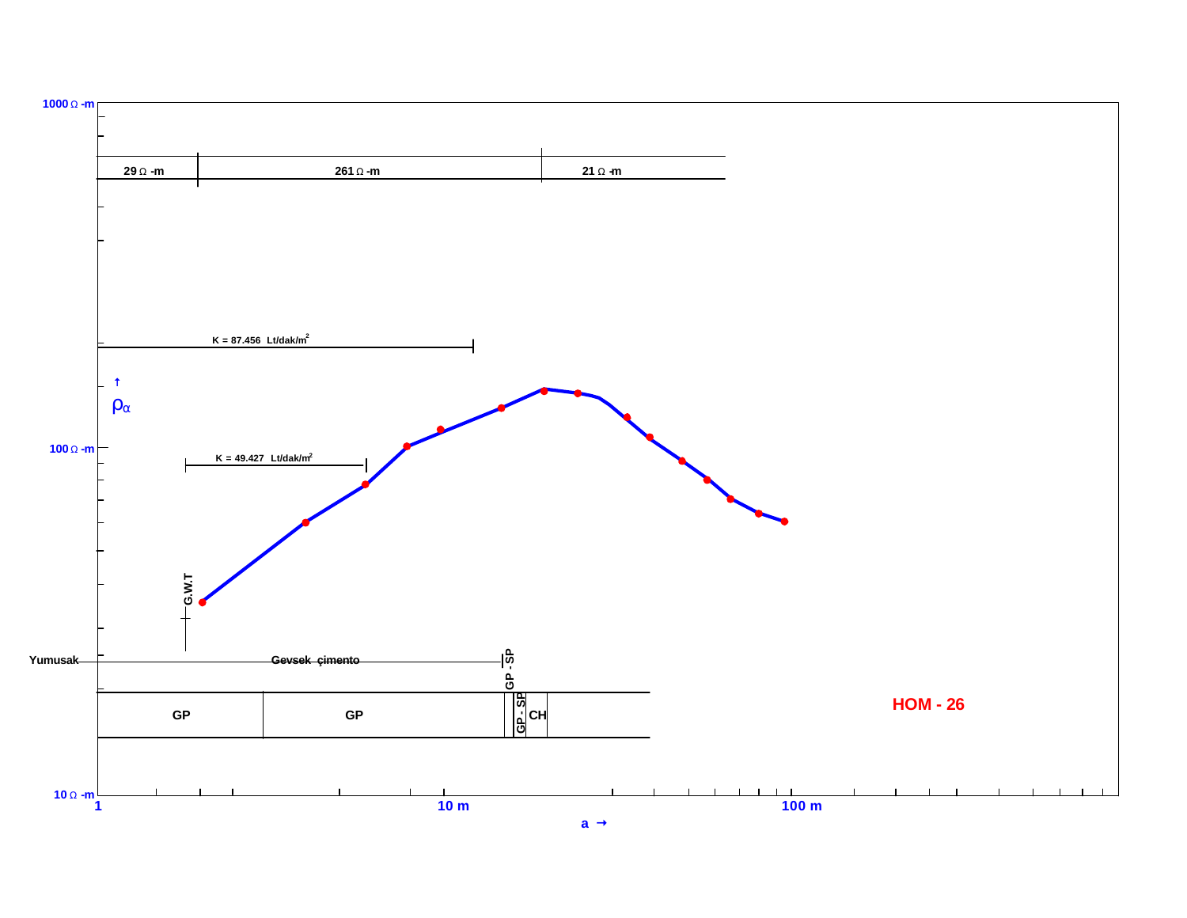1000 Ω -m

| 29 Ω -m | 261 Ω -m | 21 Ω -m |
|---|---|---|

K = 87.456 Lt/dak/m²

ρα

100 Ω -m

K = 49.427 Lt/dak/m²

G.W.T

Yumusak

Gevsek çimento

GP - SP

| GP | GP | GP - SP | CH |
|---|---|---|---|

HOM - 26

10 Ω -m

1 10 m 100 m

a →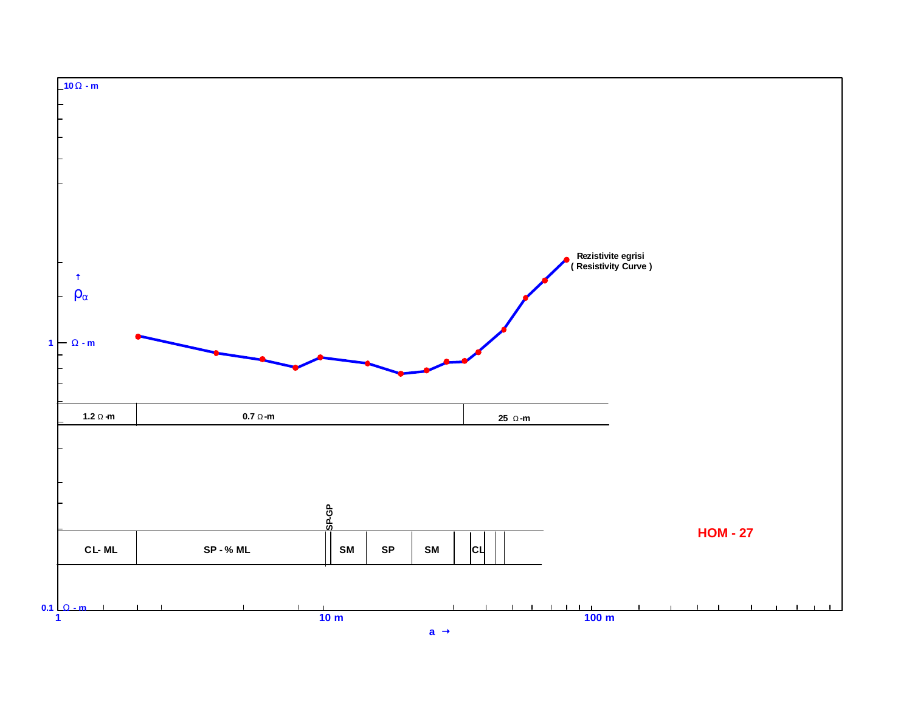10 Ω - m

ρ_α

1 Ω - m

0.1 Ω - m

Rezistivite egrisi
( Resistivity Curve )

| 1.2 Ω -m | 0.7 Ω -m | 25 Ω -m |
|---|---|---|

| CL- ML | SP - % ML | SP-GP | SM | SP | SM | | CL | | |
|---|---|---|---|---|---|---|---|---|---|

1 10 m 100 m

a →

**HOM - 27**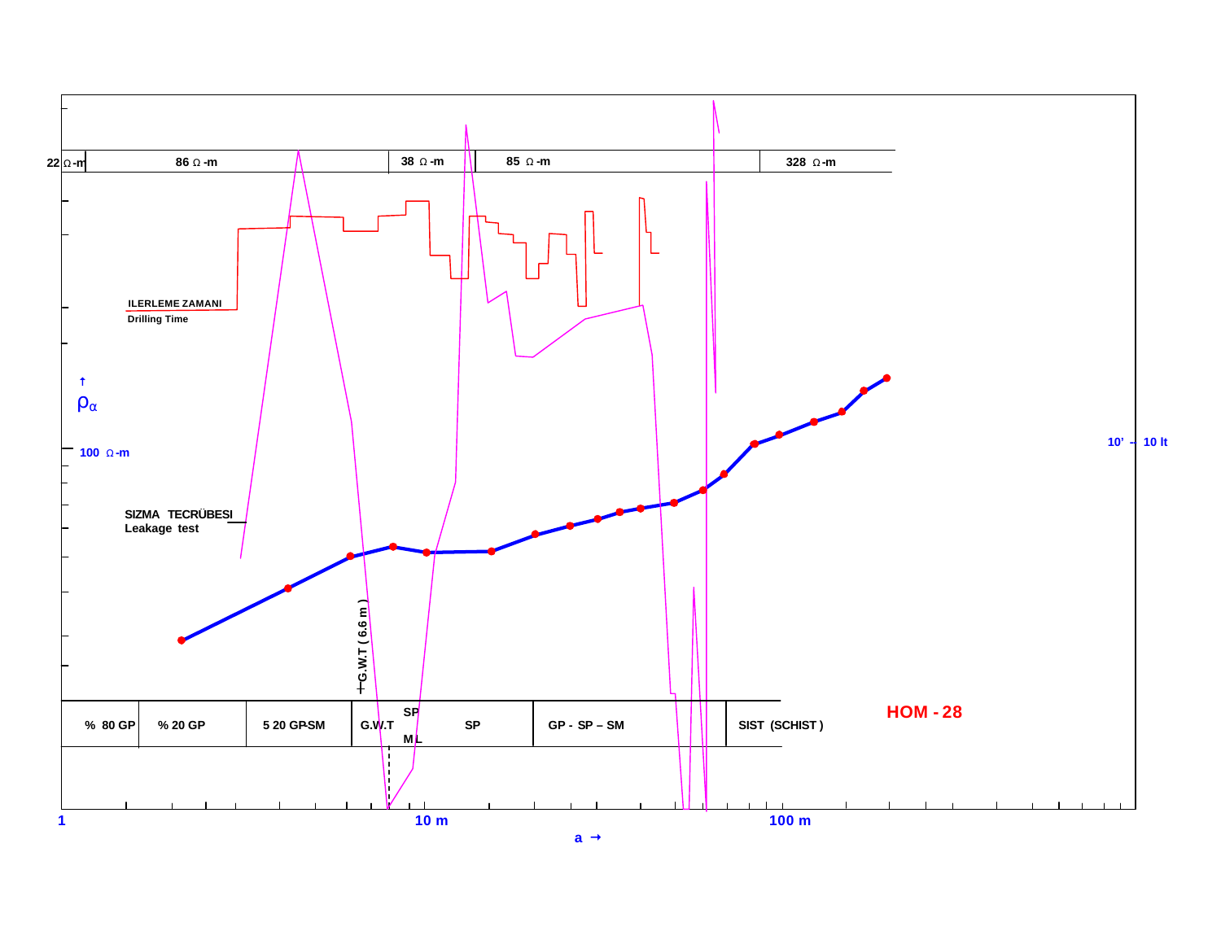| 22 Ω-m | 86 Ω-m | 38 Ω-m | 85 Ω-m | 328 Ω-m |
|---|---|---|---|---|

ILERLEME ZAMANI
Drilling Time

↑
$\rho_{\alpha}$

100 Ω-m

10' – 10 lt

SIZMA TECRÜBESI
Leakage test

G.W.T ( 6.6 m )

| % 80 GP | % 20 GP | 5 20 GP-SM | G.W.T | SP / ML | SP | GP - SP – SM | SIST (SCHIST) |
|---|---|---|---|---|---|---|---|

HOM - 28

1 10 m 100 m

a →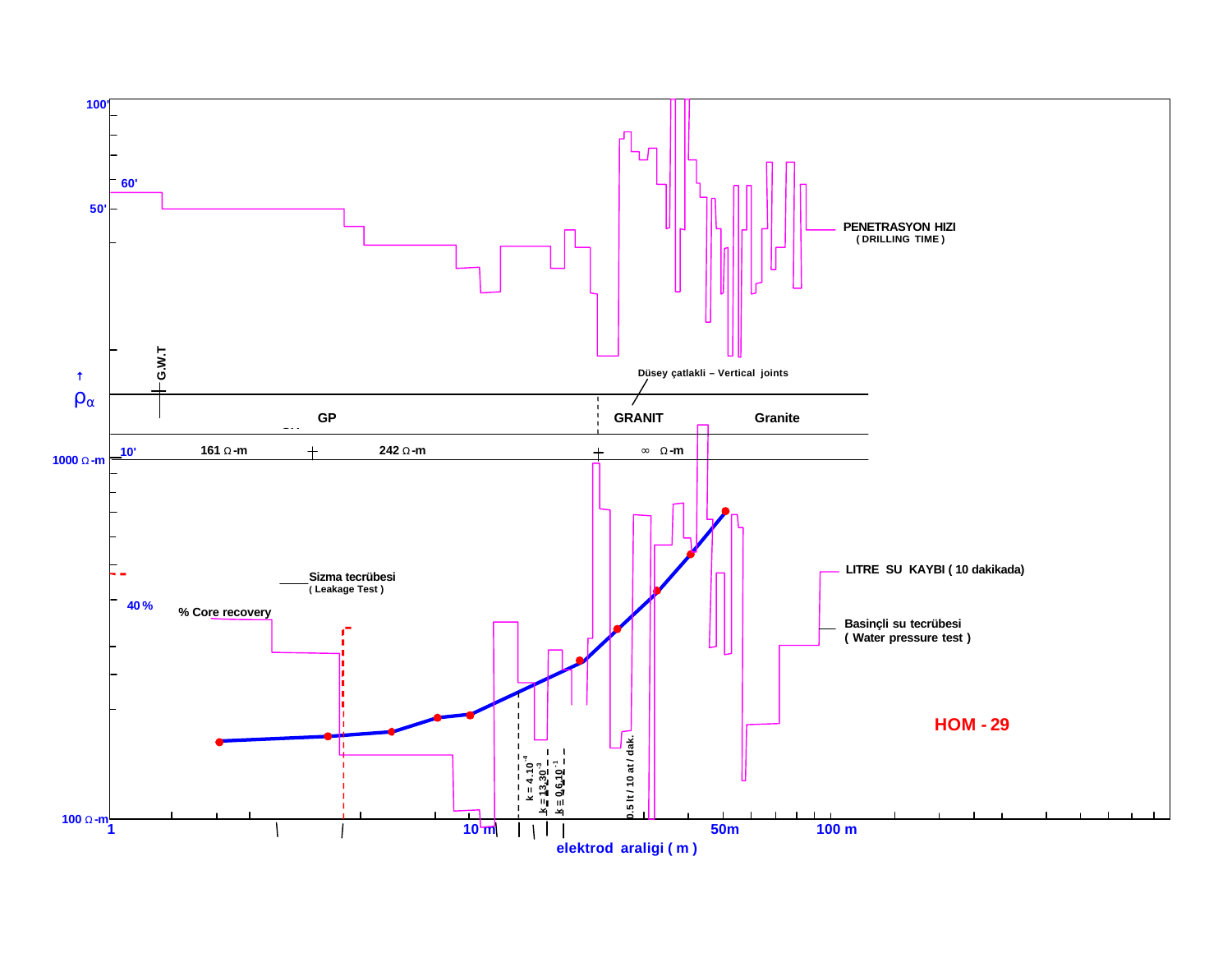100'

60'

50'

PENETRASYON HIZI
( DRILLING TIME )

G.W.T

$\rho_\alpha$

Düsey çatlakli – Vertical joints

GP | GRANIT | Granite

10' | 161 Ω -m | 242 Ω -m | ∞ Ω -m

1000 Ω -m

Sizma tecrübesi
( Leakage Test )

40 %

% Core recovery

LITRE SU KAYBI ( 10 dakikada)

Basinçli su tecrübesi
( Water pressure test )

HOM - 29

$k = 4.10^{-4}$

$k = 13.30^{-3}$

$k = 0.6.10^{-1}$

0.5 lt / 10 at / dak.

100 Ω -m

1 | 10 m | 50m | 100 m

elektrod araligi ( m )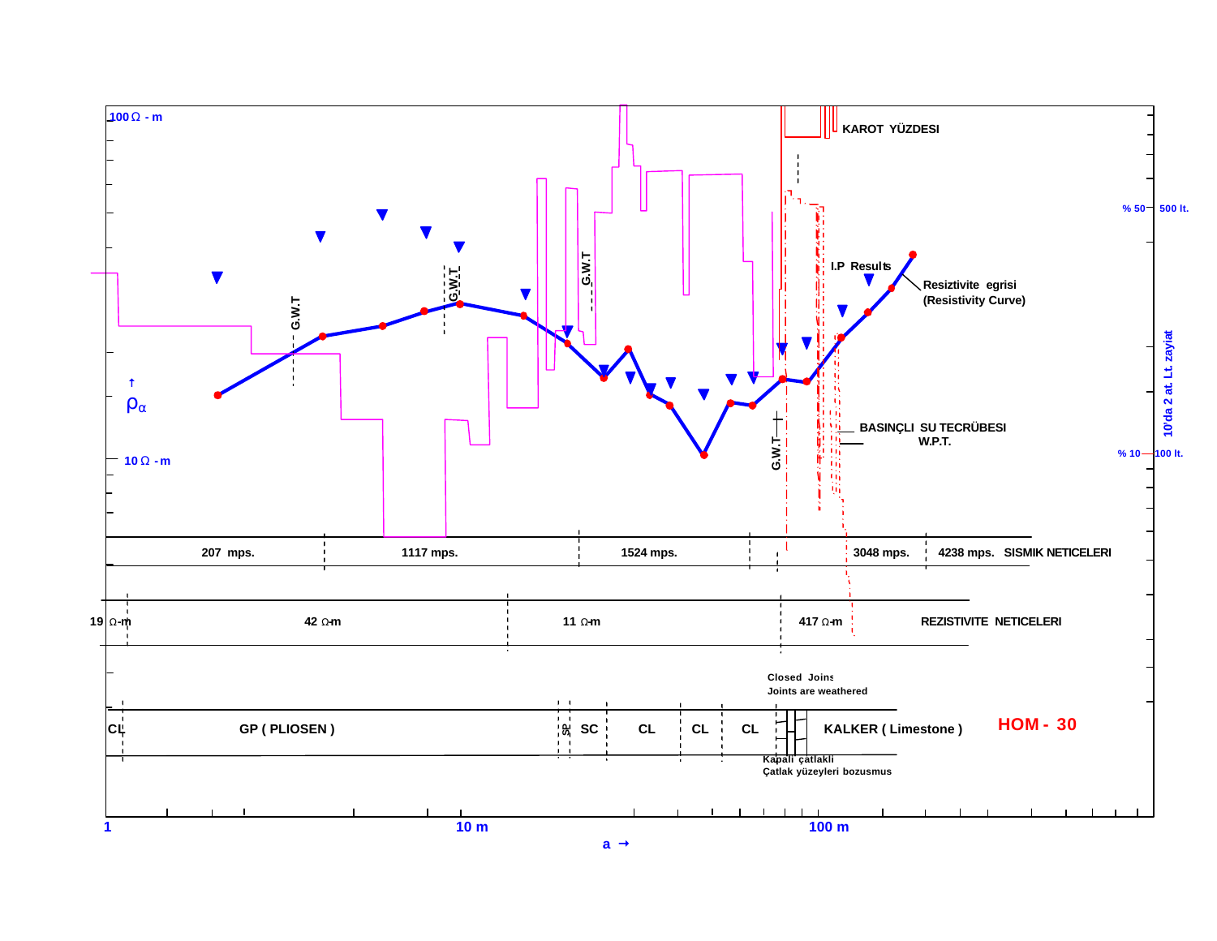100 Ω - m

KAROT YÜZDESI

% 50 — 500 lt.

I.P Results

Resiztivite egrisi
(Resistivity Curve)

G.W.T

G.W.T

G.W.T

$\rho_\alpha$

10'da 2 at. Lt. zayiat

BASINÇLI SU TECRÜBESI
W.P.T.

G.W.T

10 Ω - m

% 10 — 100 lt.

| 207 mps. | 1117 mps. | 1524 mps. | 3048 mps. | 4238 mps. | SISMIK NETICELERI |
|---|---|---|---|---|---|

| 19 Ω-m | 42 Ω-m | 11 Ω-m | 417 Ω-m | REZISTIVITE NETICELERI |
|---|---|---|---|---|

Closed Joins
Joints are weathered

| CL | GP ( PLIOSEN ) | SP | SC | CL | CL | CL | KALKER ( Limestone ) |
|---|---|---|---|---|---|---|---|

Kapali çatlakli
Çatlak yüzeyleri bozusmus

**HOM - 30**

1 &nbsp;&nbsp;&nbsp; 10 m &nbsp;&nbsp;&nbsp; 100 m

a →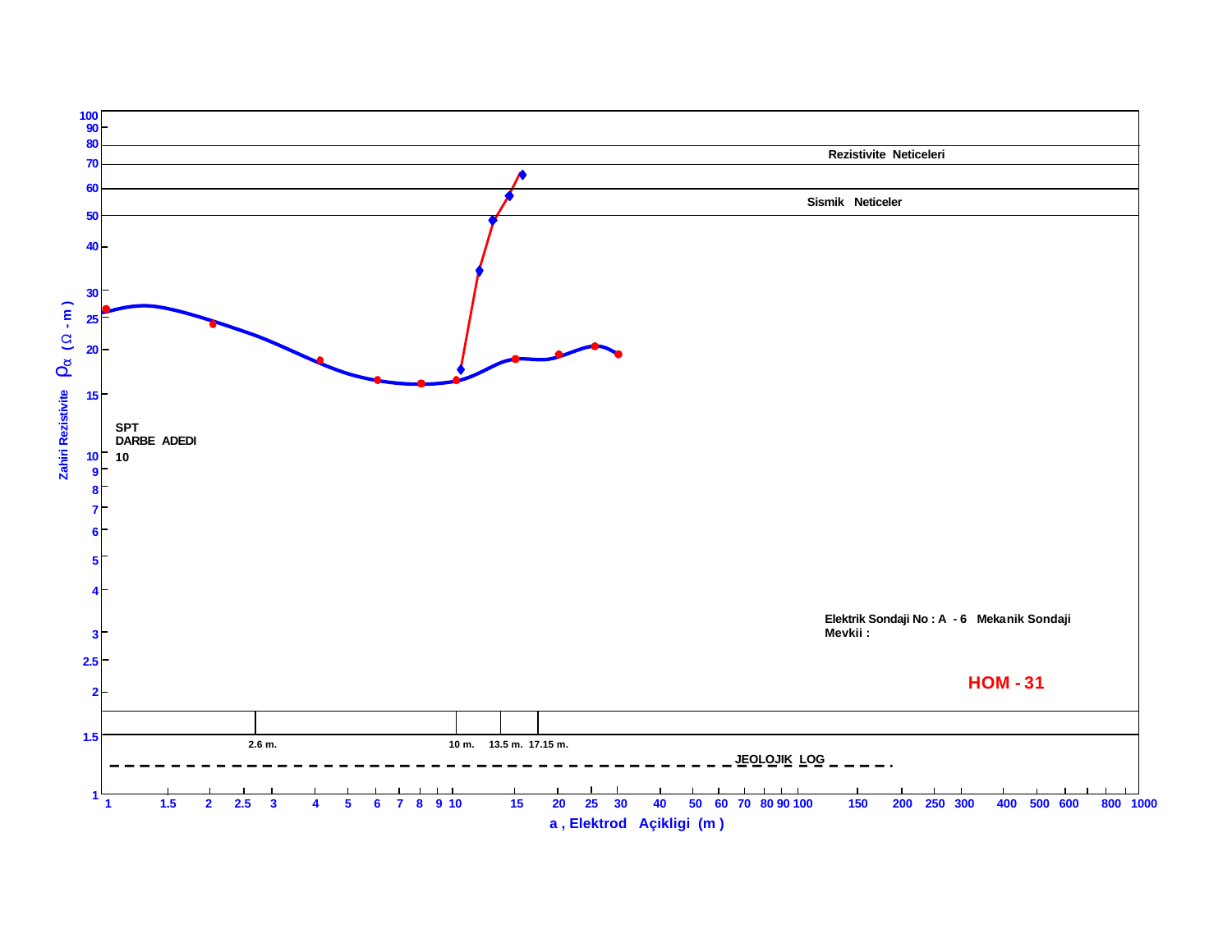Rezistivite Neticeleri

Sismik Neticeler

Zahiri Rezistivite $\rho_\alpha$ ( $\Omega$ - m )

SPT
DARBE ADEDI
10

2.6 m. 10 m. 13.5 m. 17.15 m.

JEOLOJIK LOG

a , Elektrod Açikligi (m )

Elektrik Sondaji No : A - 6 Mekanik Sondaji
Mevkii :

**HOM - 31**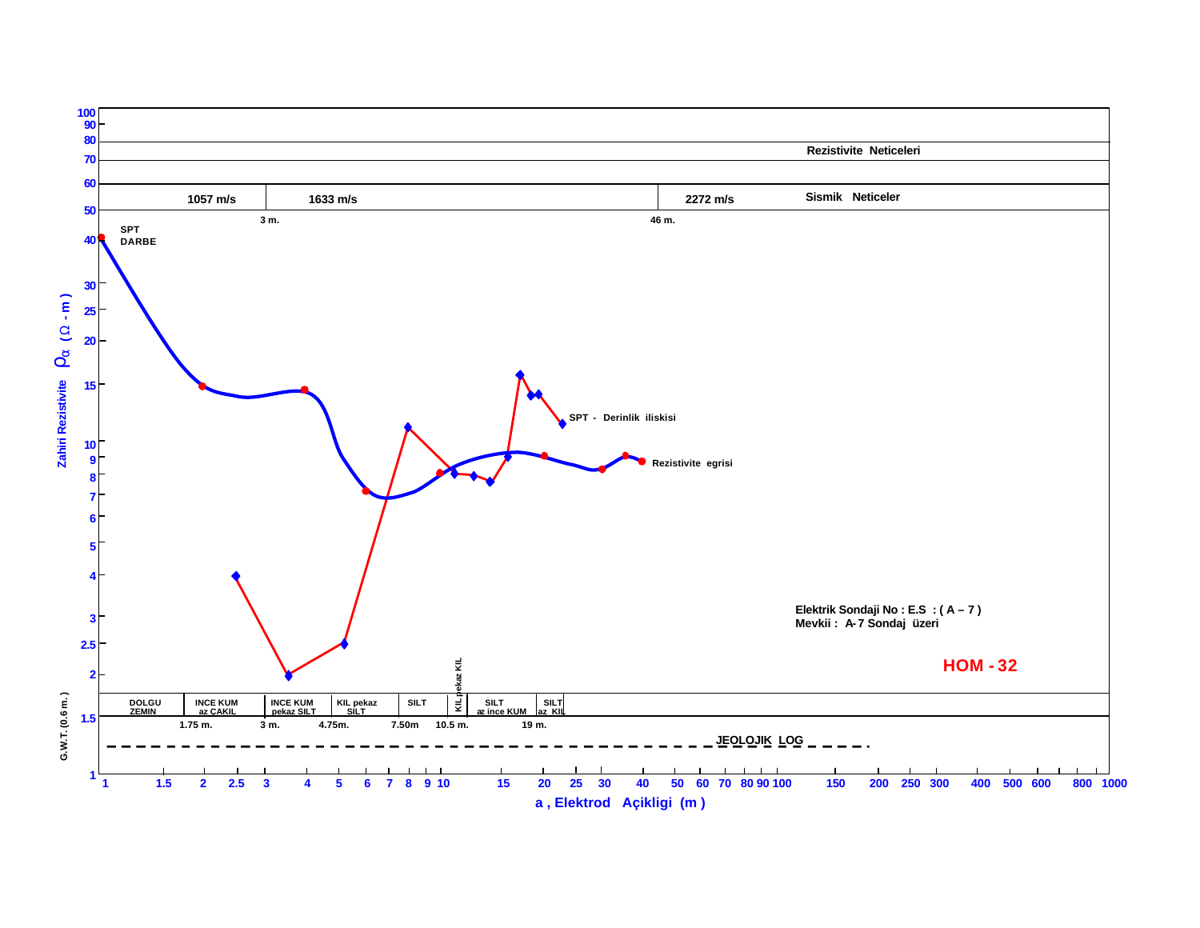Rezistivite Neticeleri

| 1057 m/s | 1633 m/s | 2272 m/s | Sismik Neticeler |
|---|---|---|---|
| | 3 m. | 46 m. | |

SPT DARBE

SPT - Derinlik iliskisi

Rezistivite egrisi

Zahiri Rezistivite $\rho_\alpha$ ($\Omega$ - m)

| DOLGU ZEMIN | INCE KUM az ÇAKIL | INCE KUM pekaz SILT | KIL pekaz SILT | SILT | KIL pekaz KIL | SILT az ince KUM | SILT az KIL |
|---|---|---|---|---|---|---|---|
| 1.75 m. | 3 m. | 4.75m. | 7.50m | 10.5 m. | | 19 m. | |

G.W.T. (0.6 m.)

JEOLOJIK LOG

Elektrik Sondaji No : E.S : ( A – 7 )
Mevkii : A- 7 Sondaj üzeri

**HOM - 32**

a , Elektrod Açikligi (m )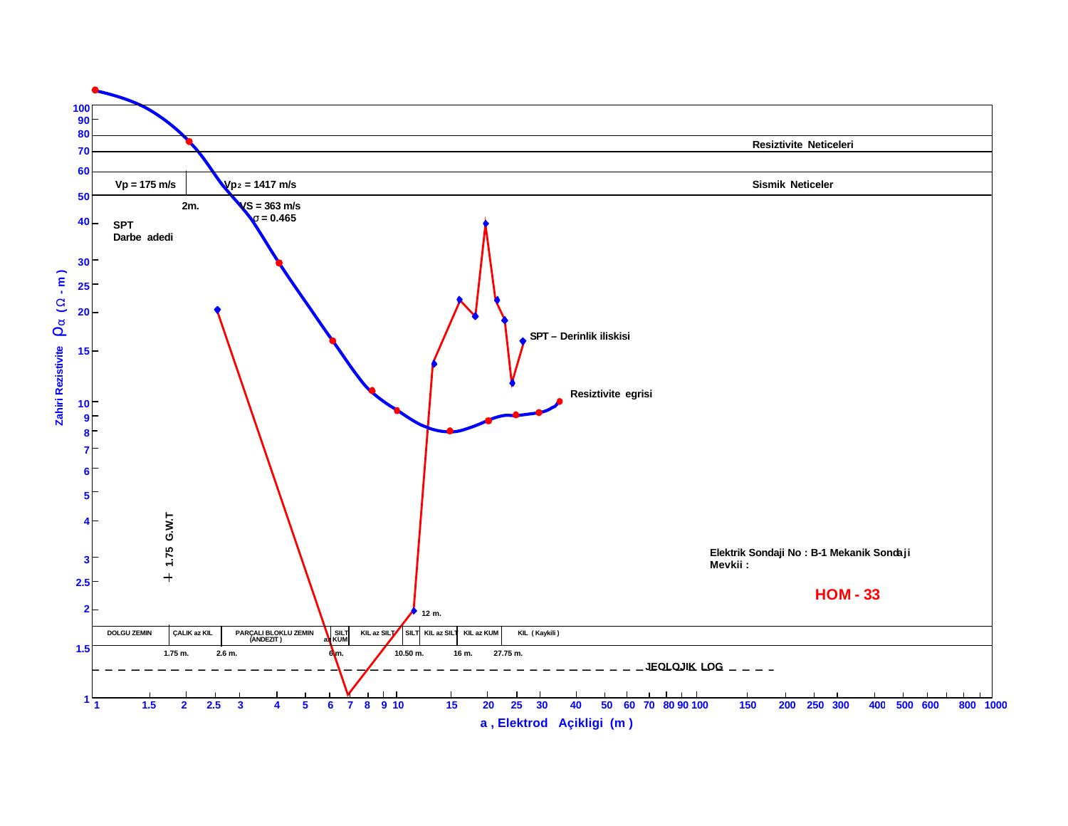Resiztivite Neticeleri

| Vp = 175 m/s | $Vp_2$ = 1417 m/s | Sismik Neticeler |
|---|---|---|

2m.

VS = 363 m/s

σ = 0.465

SPT
Darbe adedi

Zahiri Rezistivite $\rho_\alpha$ ( Ω - m )

SPT – Derinlik iliskisi

Resiztivite egrisi

1.75 G.W.T

12 m.

Elektrik Sondaji No : B-1 Mekanik Sondaji
Mevkii :

**HOM - 33**

| DOLGU ZEMIN | ÇALIK az KIL | PARÇALI BLOKLU ZEMIN (ANDEZIT ) | SILT az KUM | KIL az SILT | SILT | KIL az SILT | KIL az KUM | KIL ( Kaykili ) |
|---|---|---|---|---|---|---|---|---|

1.75 m. 2.6 m. 6 m. 10.50 m. 16 m. 27.75 m.

JEOLOJIK LOG

a , Elektrod Açikligi (m )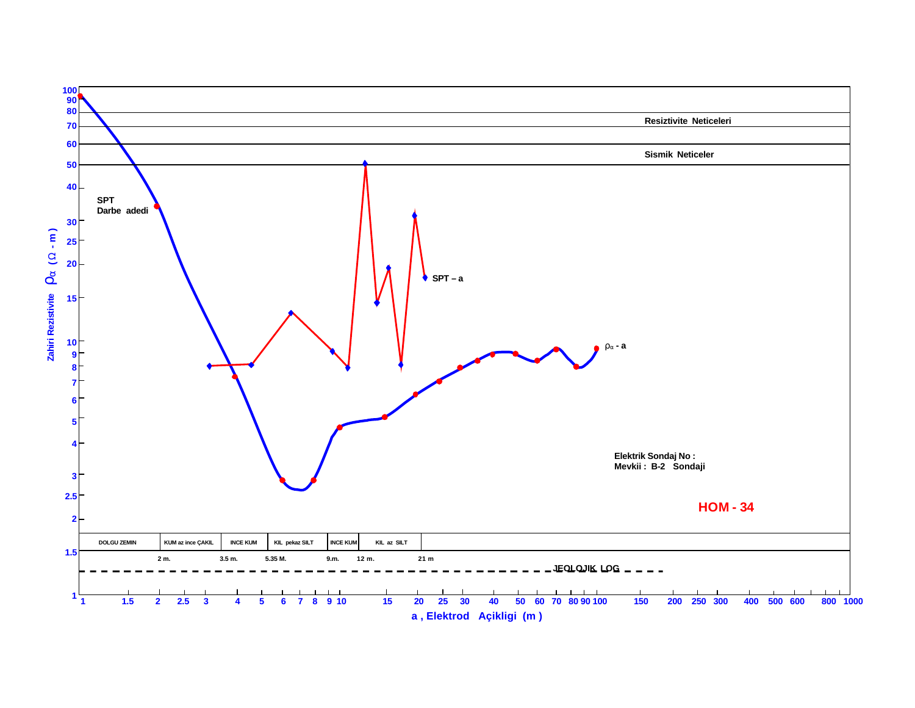Resiztivite Neticeleri

Sismik Neticeler

SPT
Darbe adedi

SPT – a

$\rho_\alpha$ - a

Zahiri Rezistivite $\rho_\alpha$ ($\Omega$ - m)

Elektrik Sondaj No :
Mevkii : B-2 Sondaji

**HOM - 34**

| DOLGU ZEMIN | KUM az ince ÇAKIL | INCE KUM | KIL pekaz SILT | INCE KUM | KIL az SILT |
|---|---|---|---|---|---|
| 2 m. | 3.5 m. | 5.35 M. | 9.m. | 12 m. | 21 m |

JEOLOJIK LOG

a , Elektrod Açikligi (m )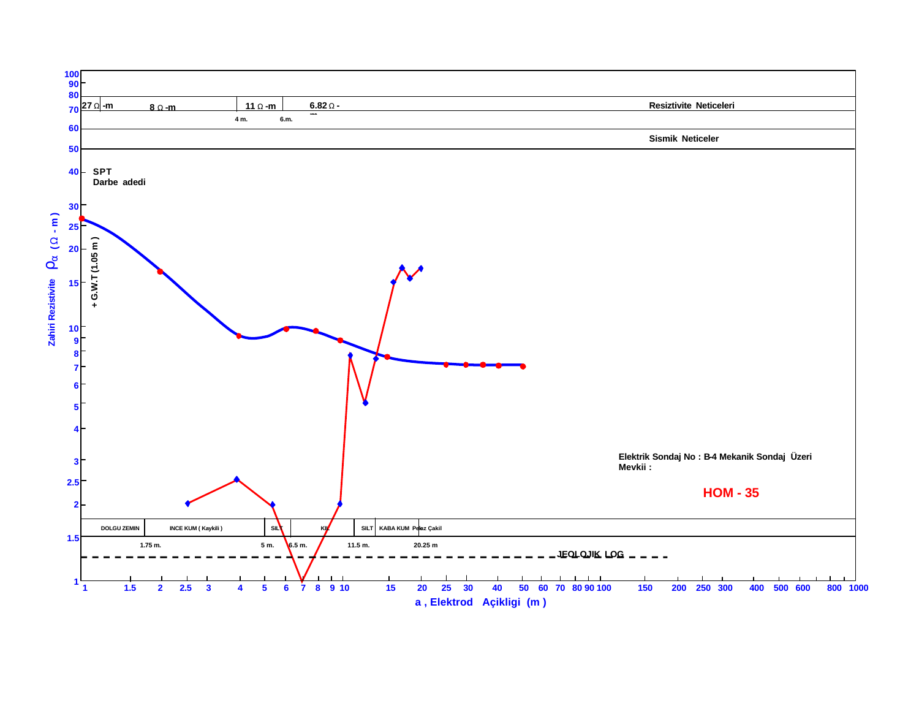Resiztivite Neticeleri

| 27 Ω -m | 8 Ω -m | 11 Ω -m | 6.82 Ω -m |
|---|---|---|---|
| | 4 m. | 6.m. | |

Sismik Neticeler

SPT
Darbe adedi

+ G.W.T (1.05 m )

Zahiri Rezistivite $\rho_\alpha$ ( Ω - m )

Elektrik Sondaj No : B-4 Mekanik Sondaj Üzeri
Mevkii :

**HOM - 35**

| DOLGU ZEMIN | INCE KUM ( Kaykili ) | SILT | KIL | SILT | KABA KUM | Pelaz Çakil |
|---|---|---|---|---|---|---|
| 1.75 m. | 5 m. | 6.5 m. | 11.5 m. | | 20.25 m | |

JEOLOJIK LOG

a , Elektrod Açikligi (m )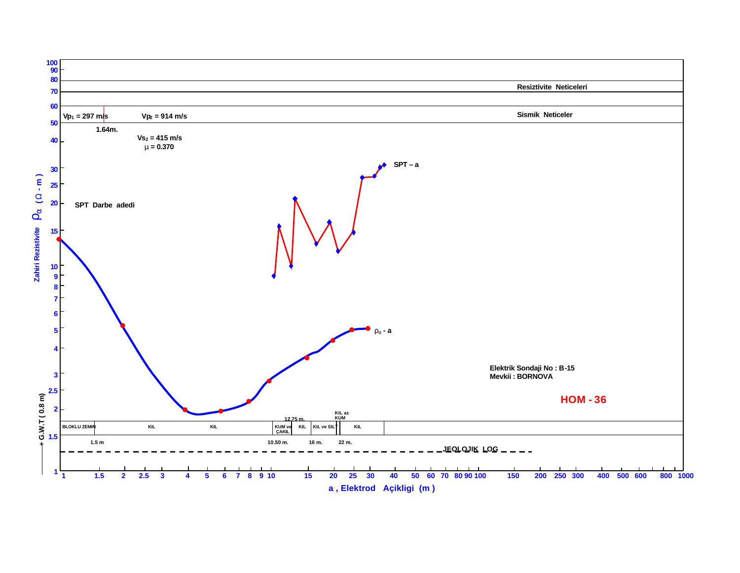**Resiztivite Neticeleri**

**Sismik Neticeler**

$Vp_1$ = 297 m/s | $Vp_2$ = 914 m/s

1.64m.

$Vs_2$ = 415 m/s

$\mu$ = 0.370

SPT Darbe adedi

SPT – a

$\rho_\alpha$ - a

Zahiri Rezistivite $\rho_\alpha$ ($\Omega$ - m)

+ G.W.T ( 0.8 m)

**Elektrik Sondaji No : B-15**
**Mevkii : BORNOVA**

**HOM - 36**

| BLOKLU ZEMIN | KIL | KIL | KUM ve ÇAKIL | KIL | KIL ve SILT | KIL az KUM | KIL |
|---|---|---|---|---|---|---|---|

1.5 m — 10.50 m. — 12.75 m. — 16 m. — 22 m.

JEOLOJIK LOG

a , Elektrod Açikligi (m)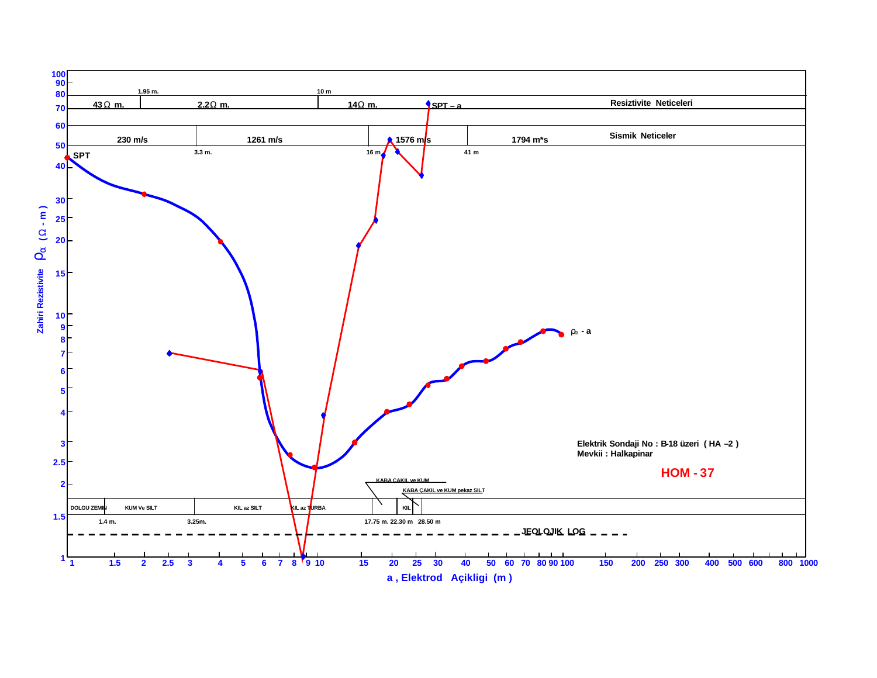Resiztivite Neticeleri

| 43 Ω m. | 2.2 Ω m. | 14 Ω m. |
| --- | --- | --- |
| 1.95 m. | 10 m | |

Sismik Neticeler

| 230 m/s | 1261 m/s | 1576 m/s | 1794 m*s |
| --- | --- | --- | --- |
| 3.3 m. | 16 m | 41 m | |

SPT

SPT – a

$\rho_\alpha$ - a

Zahiri Rezistivite $\rho_\alpha$ ( Ω - m )

Elektrik Sondaji No : B-18 üzeri ( HA –2 )
Mevkii : Halkapinar

**HOM - 37**

JEOLOJIK LOG

| DOLGU ZEMIN | KUM Ve SILT | KIL az SILT | KIL az TURBA | KABA ÇAKIL ve KUM | KIL | KABA ÇAKIL ve KUM pekaz SILT |
| --- | --- | --- | --- | --- | --- | --- |
| 1.4 m. | 3.25m. | | 17.75 m. | 22.30 m | 28.50 m | |

a , Elektrod Açiklıgi (m )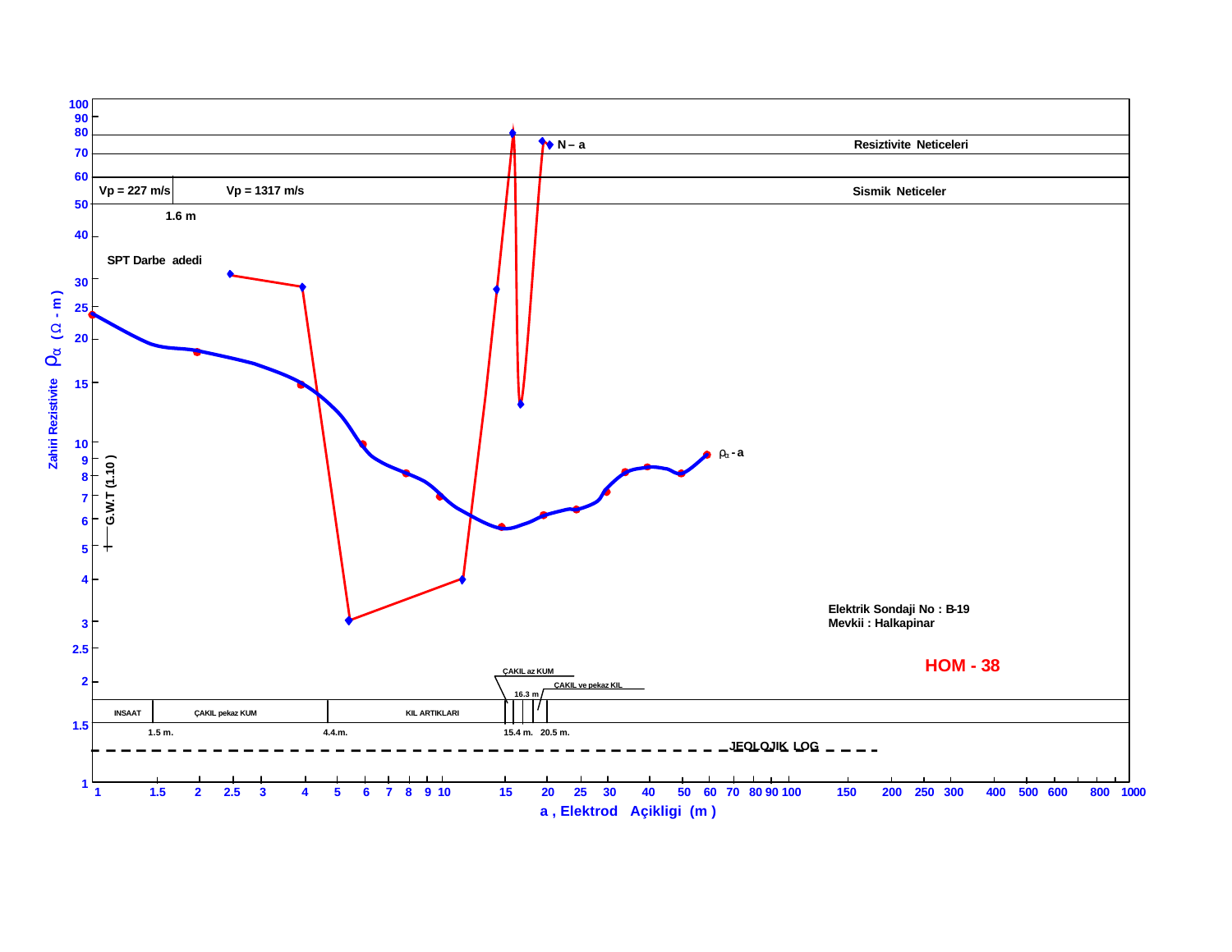Resiztivite Neticeleri

N – a

Sismik Neticeler

Vp = 227 m/s | Vp = 1317 m/s

1.6 m

SPT Darbe adedi

Zahiri Rezistivite $\rho_\alpha$ ( $\Omega$ - m )

G.W.T (1.10 )

$\rho_\alpha$ - a

Elektrik Sondaji No : B-19
Mevkii : Halkapinar

**HOM - 38**

ÇAKIL az KUM

ÇAKIL ve pekaz KIL

16.3 m

INSAAT | ÇAKIL pekaz KUM | KIL ARTIKLARI

1.5 m. | 4.4.m. | 15.4 m. | 20.5 m.

JEOLOJIK LOG

a , Elektrod Açikligi (m )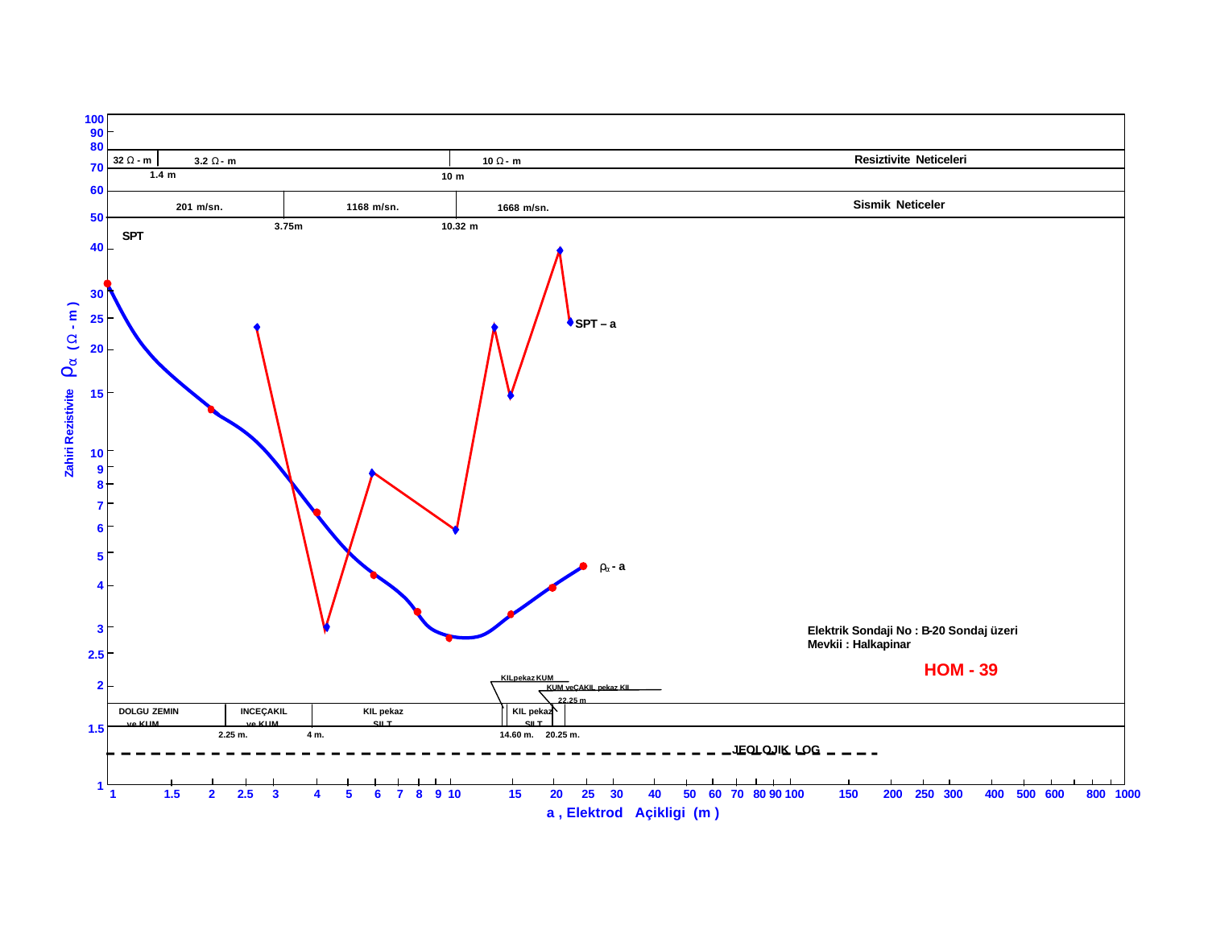Resiztivite Neticeleri

| 32 Ω - m | 3.2 Ω - m | 10 Ω - m |
|---|---|---|
| 1.4 m | 10 m | |

Sismik Neticeler

| 201 m/sn. | 1168 m/sn. | 1668 m/sn. |
|---|---|---|
| 3.75m | 10.32 m | |

SPT

SPT – a

$\rho_a$ - a

Zahiri Rezistivite $\rho_\alpha$ ( Ω - m )

Elektrik Sondaji No : B-20 Sondaj üzeri
Mevkii : Halkapinar

**HOM - 39**

KIL pekaz KUM

KUM ve ÇAKIL pekaz KIL

22.25 m

| DOLGU ZEMIN ve KUM | INCEÇAKIL ve KUM | KIL pekaz SILT | | KIL pekaz SILT | |
|---|---|---|---|---|---|
| 2.25 m. | 4 m. | 14.60 m. | | 20.25 m. | |

JEOLOJIK LOG

a , Elektrod Açikligi (m )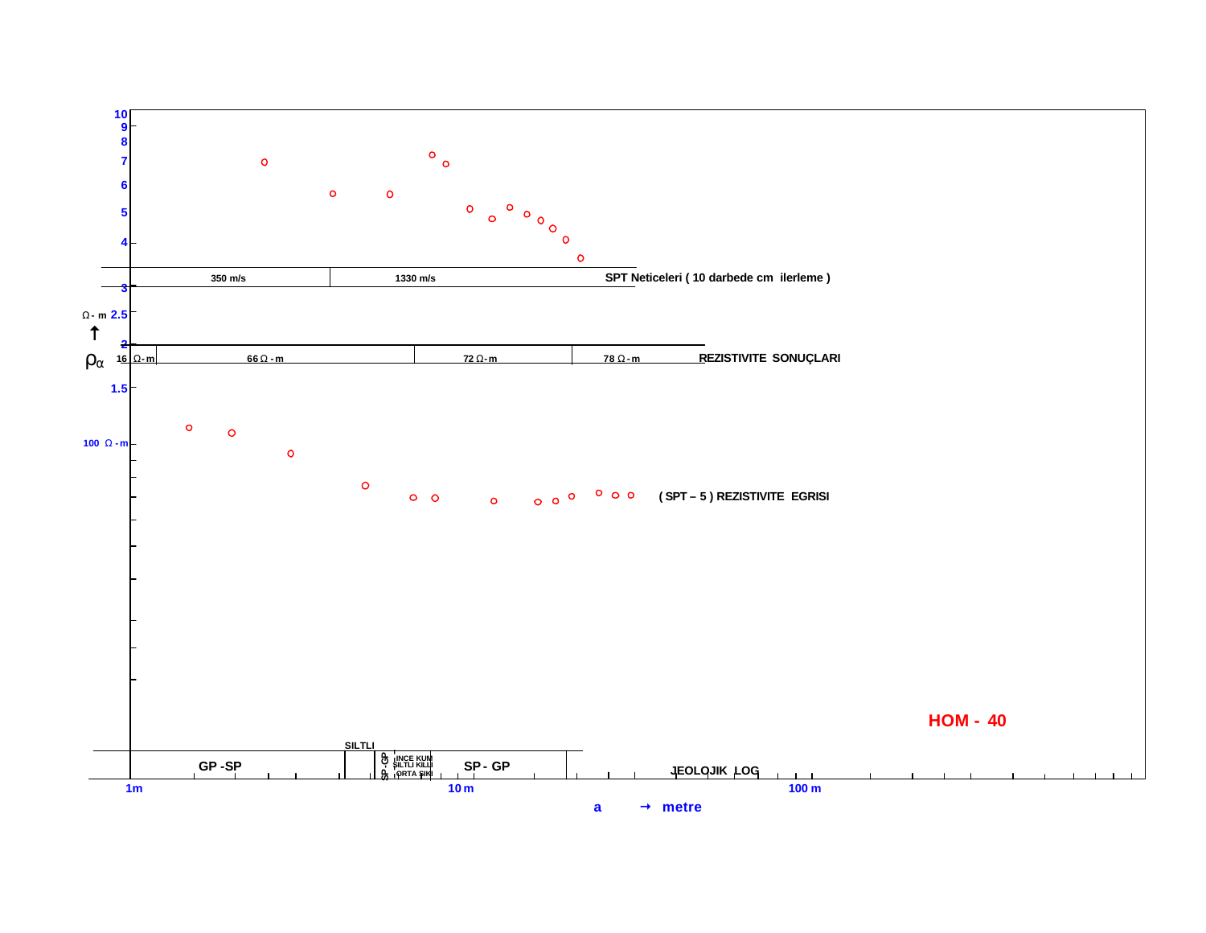10
9
8
7
6
5
4

| 350 m/s | 1330 m/s | SPT Neticeleri ( 10 darbede cm ilerleme ) |
|---|---|---|

3

Ω - m 2.5

2

$\rho_\alpha$

| 16 Ω - m | 66 Ω - m | 72 Ω - m | 78 Ω - m | REZISTIVITE SONUÇLARI |
|---|---|---|---|---|

1.5

100 Ω - m

( SPT – 5 ) REZISTIVITE EGRISI

**HOM - 40**

| GP -SP | SILTLI | SP - GP | INCE KUM ŞILTLI KILLI ORTA SIKI | SP - GP | JEOLOJIK LOG |
|---|---|---|---|---|---|

1m 10 m 100 m

a → metre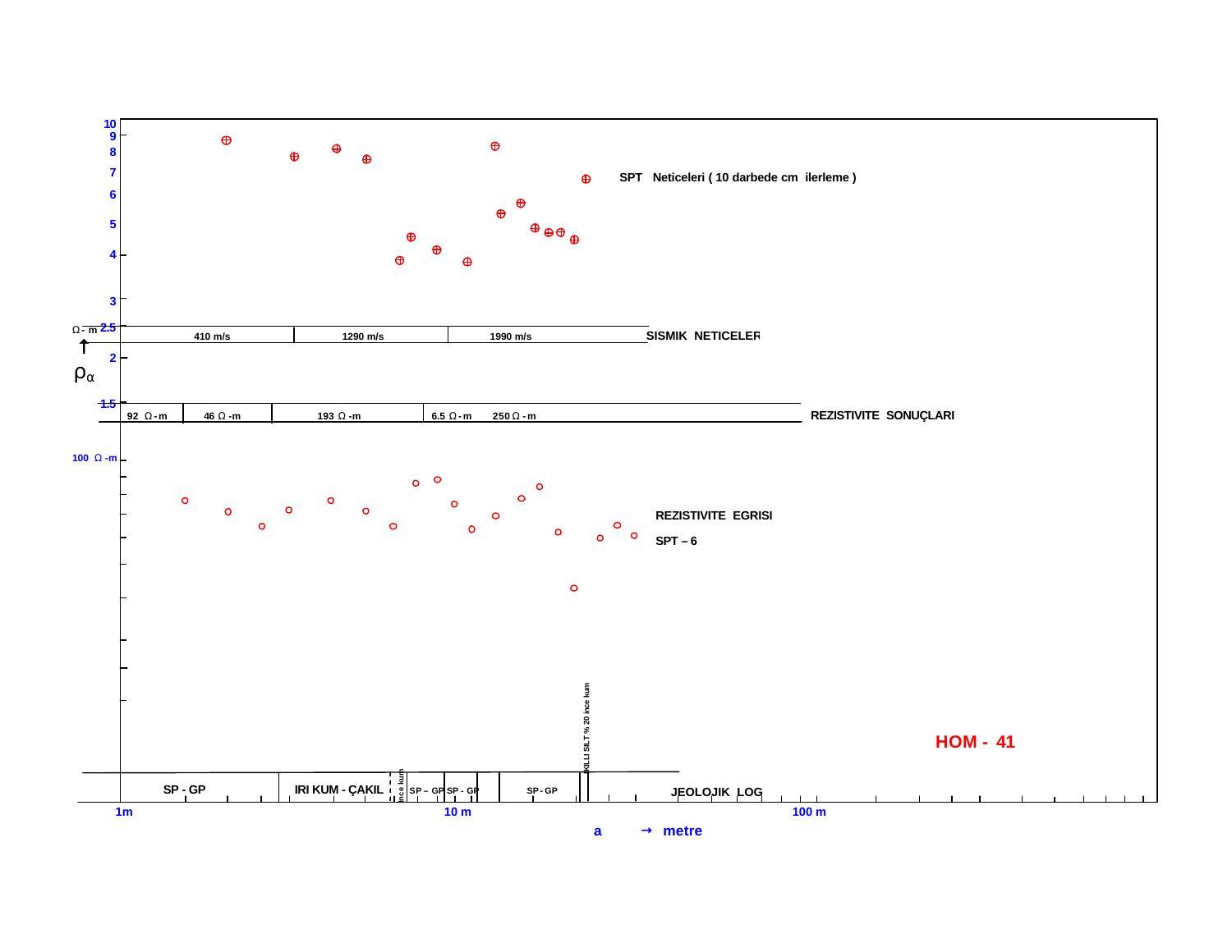SPT Neticeleri ( 10 darbede cm ilerleme )

| 410 m/s | 1290 m/s | 1990 m/s | SISMIK NETICELER |
|---|---|---|---|

| 92 Ω - m | 46 Ω - m | 193 Ω - m | 6.5 Ω - m | 250 Ω - m | REZISTIVITE SONUÇLARI |
|---|---|---|---|---|---|

REZISTIVITE EGRISI

SPT – 6

| SP - GP | IRI KUM - ÇAKIL | ince kum | SP – GP | SP - GP | SP - GP | KILLI SILT % 20 ince kum | JEOLOJIK LOG |
|---|---|---|---|---|---|---|---|

**HOM - 41**

$\rho_\alpha$ (Ω - m)

a → metre (1m, 10 m, 100 m)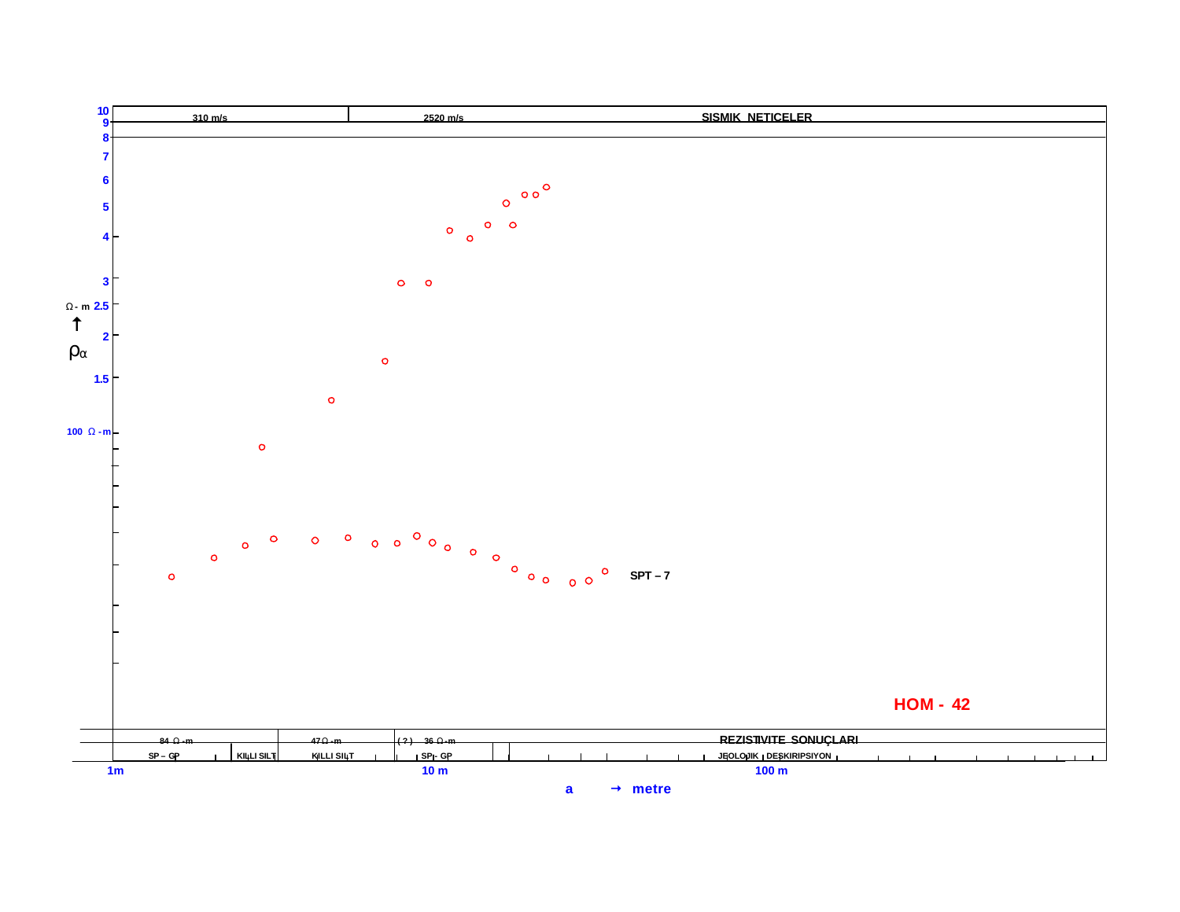| 310 m/s | 2520 m/s | SISMIK NETICELER |
|---|---|---|

Ω - m

$\rho_\alpha$

SPT – 7

**HOM - 42**

| 84 Ω -m | 47 Ω -m | ( ? ) 36 Ω -m | REZISTIVITE SONUÇLARI |
|---|---|---|---|
| SP – GP / KILLI SILT | KILLI SILT | SP – GP | JEOLOJIK DESKIRIPSIYON |

1m · 10 m · 100 m

a → metre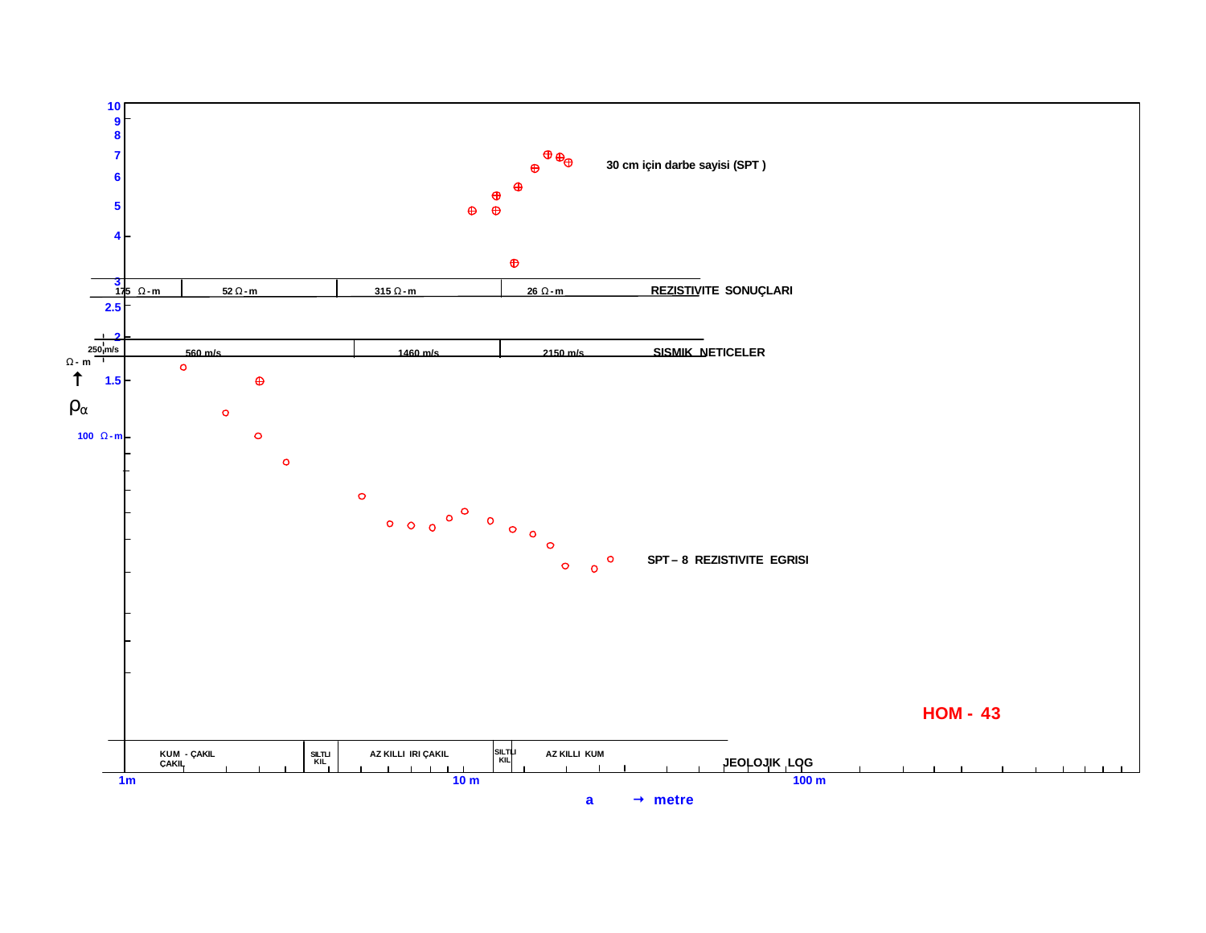10
9
8
7
6
5
4
3
2.5
2
1.5

30 cm için darbe sayisi (SPT )

| 175 Ω - m | 52 Ω - m | 315 Ω - m | 26 Ω - m | REZISTIVITE SONUÇLARI |
|---|---|---|---|---|

| 250 m/s | 560 m/s | 1460 m/s | 2150 m/s | SISMIK NETICELER |
|---|---|---|---|---|

Ω - m

$\rho_\alpha$

100 Ω - m

SPT – 8 REZISTIVITE EGRISI

HOM - 43

| KUM - ÇAKIL ÇAKIL | SILTLI KIL | AZ KILLI IRI ÇAKIL | SILTLI KIL | AZ KILLI KUM | JEOLOJIK LOG |
|---|---|---|---|---|---|

1m — 10 m — 100 m

a → metre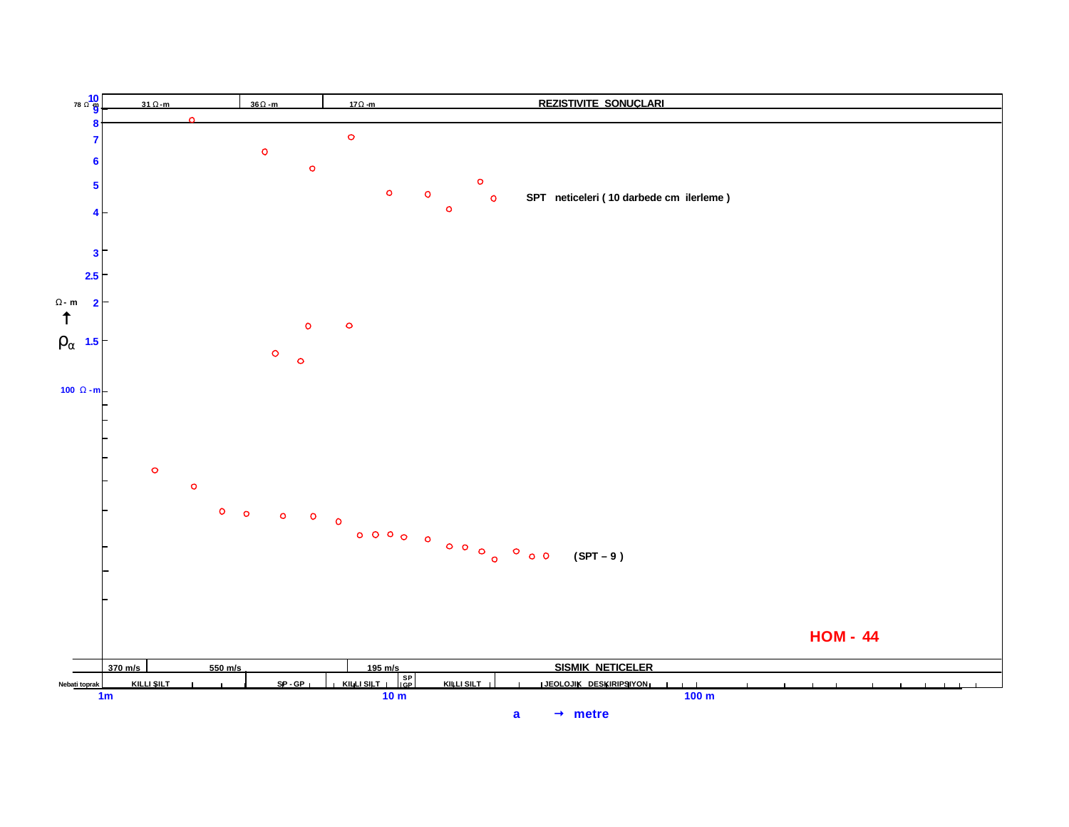**REZISTIVITE SONUÇLARI**

| 78 Ω-m | 31 Ω-m | 36 Ω-m | 17 Ω-m |
|---|---|---|---|

SPT neticeleri ( 10 darbede cm ilerleme )

$\rho_\alpha$ ↑ Ω - m

100 Ω - m

( SPT – 9 )

**HOM - 44**

**SISMIK NETICELER**

| 370 m/s | 550 m/s | 195 m/s |
|---|---|---|

| Nebati toprak | KILLI SILT | SP - GP | KILLI SILT | SP GP | KILLI SILT | JEOLOJIK DESKIRIPSIYON |
|---|---|---|---|---|---|---|

1m — 10 m — 100 m

a → metre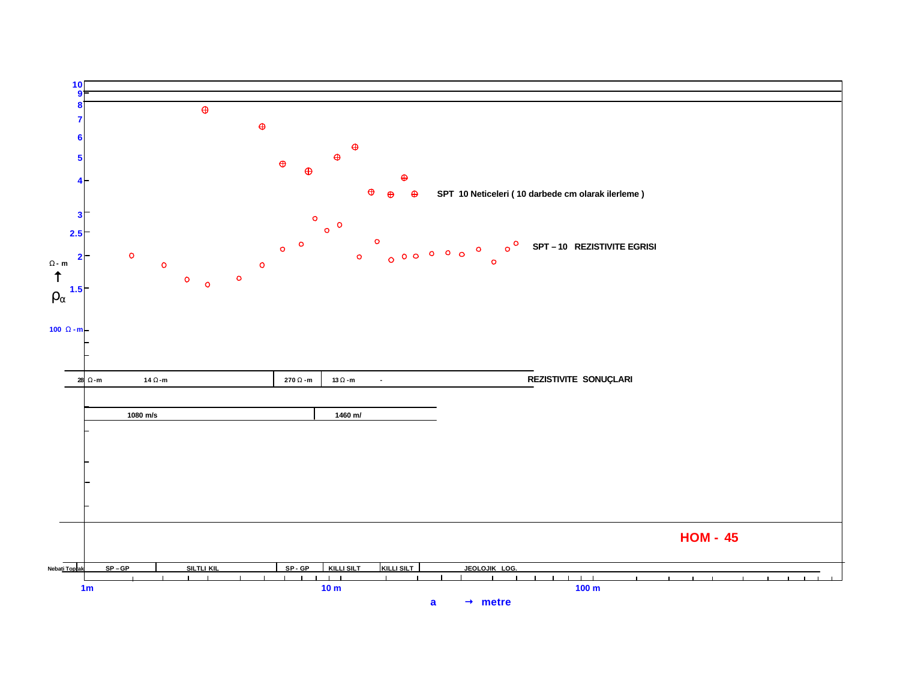10
9
8
7
6
5
4
3
2.5
2
Ω - m
$\rho_\alpha$
1.5
100 Ω - m

SPT 10 Neticeleri ( 10 darbede cm olarak ilerleme )

SPT – 10 REZISTIVITE EGRISI

28 Ω - m | 14 Ω - m | 270 Ω - m | 13 Ω - m | -

REZISTIVITE SONUÇLARI

1080 m/s | 1460 m/

HOM - 45

Nebati Toprak | SP – GP | SILTLI KIL | SP - GP | KILLI SILT | KILLI SILT | JEOLOJIK LOG.

1m
10 m
100 m

a → metre